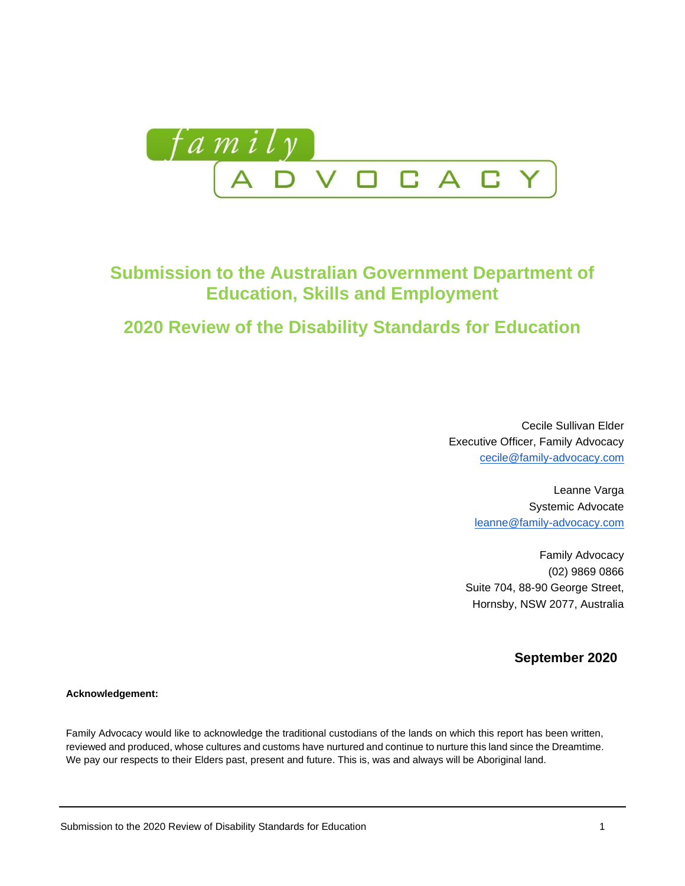family ADVOCACY

# Submission to the Australian Government Department of Education, Skills and Employment

## 2020 Review of the Disability Standards for Education

Cecile Sullivan Elder
Executive Officer, Family Advocacy
cecile@family-advocacy.com

Leanne Varga
Systemic Advocate
leanne@family-advocacy.com

Family Advocacy
(02) 9869 0866
Suite 704, 88-90 George Street,
Hornsby, NSW 2077, Australia

**September 2020**

**Acknowledgement:**

Family Advocacy would like to acknowledge the traditional custodians of the lands on which this report has been written, reviewed and produced, whose cultures and customs have nurtured and continue to nurture this land since the Dreamtime. We pay our respects to their Elders past, present and future. This is, was and always will be Aboriginal land.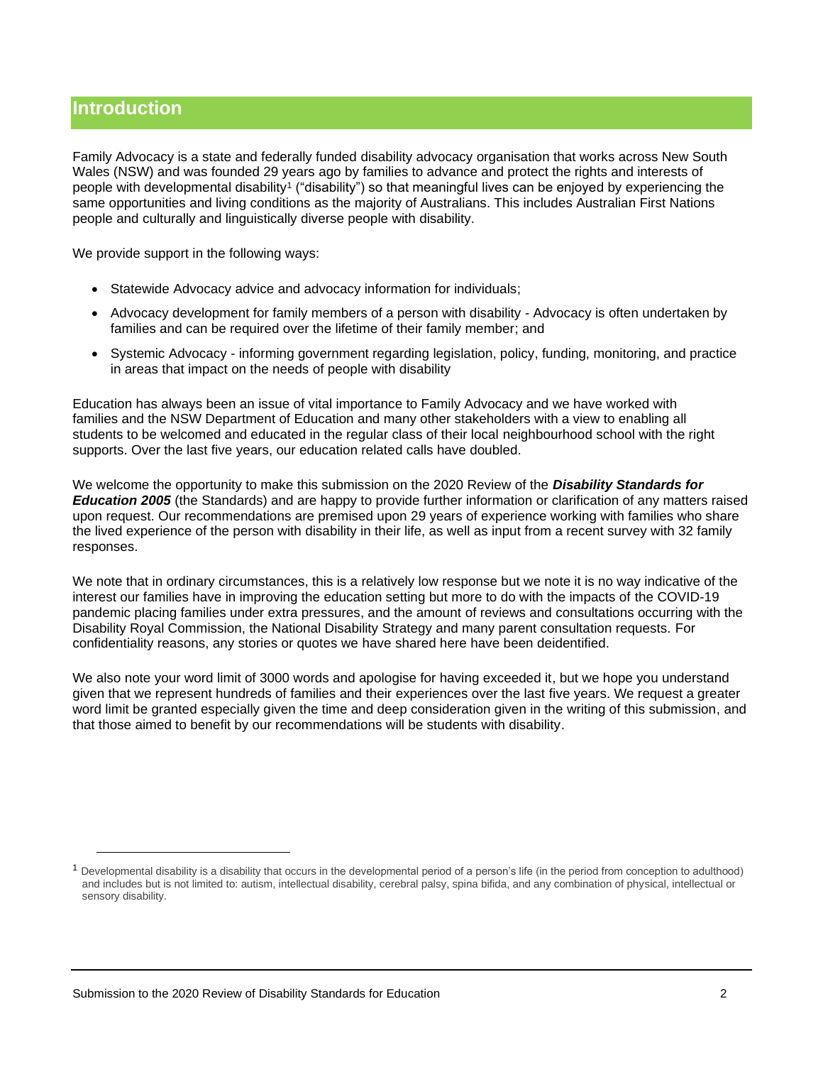## Introduction

Family Advocacy is a state and federally funded disability advocacy organisation that works across New South Wales (NSW) and was founded 29 years ago by families to advance and protect the rights and interests of people with developmental disability[1] ("disability") so that meaningful lives can be enjoyed by experiencing the same opportunities and living conditions as the majority of Australians. This includes Australian First Nations people and culturally and linguistically diverse people with disability.

We provide support in the following ways:

- Statewide Advocacy advice and advocacy information for individuals;
- Advocacy development for family members of a person with disability - Advocacy is often undertaken by families and can be required over the lifetime of their family member; and
- Systemic Advocacy - informing government regarding legislation, policy, funding, monitoring, and practice in areas that impact on the needs of people with disability

Education has always been an issue of vital importance to Family Advocacy and we have worked with families and the NSW Department of Education and many other stakeholders with a view to enabling all students to be welcomed and educated in the regular class of their local neighbourhood school with the right supports. Over the last five years, our education related calls have doubled.

We welcome the opportunity to make this submission on the 2020 Review of the ***Disability Standards for Education 2005*** (the Standards) and are happy to provide further information or clarification of any matters raised upon request. Our recommendations are premised upon 29 years of experience working with families who share the lived experience of the person with disability in their life, as well as input from a recent survey with 32 family responses.

We note that in ordinary circumstances, this is a relatively low response but we note it is no way indicative of the interest our families have in improving the education setting but more to do with the impacts of the COVID-19 pandemic placing families under extra pressures, and the amount of reviews and consultations occurring with the Disability Royal Commission, the National Disability Strategy and many parent consultation requests. For confidentiality reasons, any stories or quotes we have shared here have been deidentified.

We also note your word limit of 3000 words and apologise for having exceeded it, but we hope you understand given that we represent hundreds of families and their experiences over the last five years. We request a greater word limit be granted especially given the time and deep consideration given in the writing of this submission, and that those aimed to benefit by our recommendations will be students with disability.

---

[1] Developmental disability is a disability that occurs in the developmental period of a person's life (in the period from conception to adulthood) and includes but is not limited to: autism, intellectual disability, cerebral palsy, spina bifida, and any combination of physical, intellectual or sensory disability.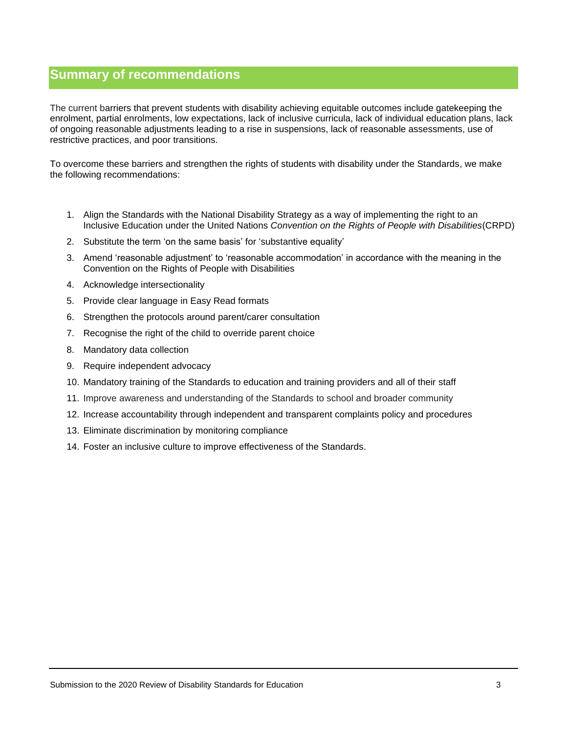## Summary of recommendations

The current barriers that prevent students with disability achieving equitable outcomes include gatekeeping the enrolment, partial enrolments, low expectations, lack of inclusive curricula, lack of individual education plans, lack of ongoing reasonable adjustments leading to a rise in suspensions, lack of reasonable assessments, use of restrictive practices, and poor transitions.

To overcome these barriers and strengthen the rights of students with disability under the Standards, we make the following recommendations:

1. Align the Standards with the National Disability Strategy as a way of implementing the right to an Inclusive Education under the United Nations *Convention on the Rights of People with Disabilities*(CRPD)
2. Substitute the term 'on the same basis' for 'substantive equality'
3. Amend 'reasonable adjustment' to 'reasonable accommodation' in accordance with the meaning in the Convention on the Rights of People with Disabilities
4. Acknowledge intersectionality
5. Provide clear language in Easy Read formats
6. Strengthen the protocols around parent/carer consultation
7. Recognise the right of the child to override parent choice
8. Mandatory data collection
9. Require independent advocacy
10. Mandatory training of the Standards to education and training providers and all of their staff
11. Improve awareness and understanding of the Standards to school and broader community
12. Increase accountability through independent and transparent complaints policy and procedures
13. Eliminate discrimination by monitoring compliance
14. Foster an inclusive culture to improve effectiveness of the Standards.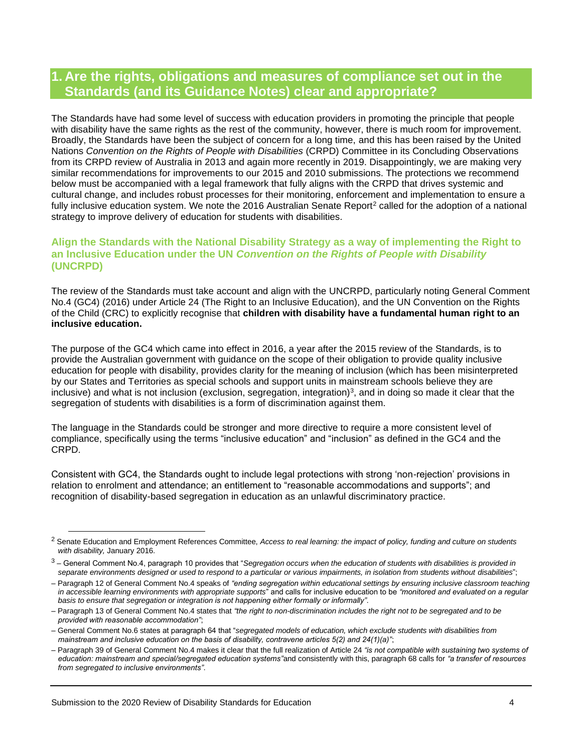# 1. Are the rights, obligations and measures of compliance set out in the Standards (and its Guidance Notes) clear and appropriate?

The Standards have had some level of success with education providers in promoting the principle that people with disability have the same rights as the rest of the community, however, there is much room for improvement. Broadly, the Standards have been the subject of concern for a long time, and this has been raised by the United Nations *Convention on the Rights of People with Disabilities* (CRPD) Committee in its Concluding Observations from its CRPD review of Australia in 2013 and again more recently in 2019. Disappointingly, we are making very similar recommendations for improvements to our 2015 and 2010 submissions. The protections we recommend below must be accompanied with a legal framework that fully aligns with the CRPD that drives systemic and cultural change, and includes robust processes for their monitoring, enforcement and implementation to ensure a fully inclusive education system. We note the 2016 Australian Senate Report[2] called for the adoption of a national strategy to improve delivery of education for students with disabilities.

### Align the Standards with the National Disability Strategy as a way of implementing the Right to an Inclusive Education under the UN *Convention on the Rights of People with Disability* (UNCRPD)

The review of the Standards must take account and align with the UNCRPD, particularly noting General Comment No.4 (GC4) (2016) under Article 24 (The Right to an Inclusive Education), and the UN Convention on the Rights of the Child (CRC) to explicitly recognise that **children with disability have a fundamental human right to an inclusive education.**

The purpose of the GC4 which came into effect in 2016, a year after the 2015 review of the Standards, is to provide the Australian government with guidance on the scope of their obligation to provide quality inclusive education for people with disability, provides clarity for the meaning of inclusion (which has been misinterpreted by our States and Territories as special schools and support units in mainstream schools believe they are inclusive) and what is not inclusion (exclusion, segregation, integration)[3], and in doing so made it clear that the segregation of students with disabilities is a form of discrimination against them.

The language in the Standards could be stronger and more directive to require a more consistent level of compliance, specifically using the terms "inclusive education" and "inclusion" as defined in the GC4 and the CRPD.

Consistent with GC4, the Standards ought to include legal protections with strong 'non-rejection' provisions in relation to enrolment and attendance; an entitlement to "reasonable accommodations and supports"; and recognition of disability-based segregation in education as an unlawful discriminatory practice.

---

[2] Senate Education and Employment References Committee, *Access to real learning: the impact of policy, funding and culture on students with disability,* January 2016.

[3] – General Comment No.4, paragraph 10 provides that "*Segregation occurs when the education of students with disabilities is provided in separate environments designed or used to respond to a particular or various impairments, in isolation from students without disabilities*";

– Paragraph 12 of General Comment No.4 speaks of *"ending segregation within educational settings by ensuring inclusive classroom teaching in accessible learning environments with appropriate supports"* and calls for inclusive education to be *"monitored and evaluated on a regular basis to ensure that segregation or integration is not happening either formally or informally"*.

– Paragraph 13 of General Comment No.4 states that *"the right to non-discrimination includes the right not to be segregated and to be provided with reasonable accommodation"*;

– General Comment No.6 states at paragraph 64 that "*segregated models of education, which exclude students with disabilities from mainstream and inclusive education on the basis of disability, contravene articles 5(2) and 24(1)(a)"*;

– Paragraph 39 of General Comment No.4 makes it clear that the full realization of Article 24 *"is not compatible with sustaining two systems of education: mainstream and special/segregated education systems"* and consistently with this, paragraph 68 calls for *"a transfer of resources from segregated to inclusive environments"*.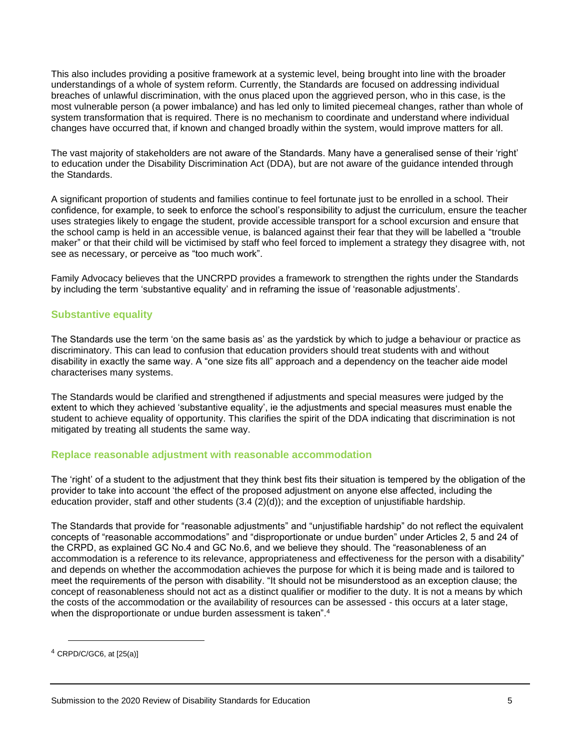This also includes providing a positive framework at a systemic level, being brought into line with the broader understandings of a whole of system reform. Currently, the Standards are focused on addressing individual breaches of unlawful discrimination, with the onus placed upon the aggrieved person, who in this case, is the most vulnerable person (a power imbalance) and has led only to limited piecemeal changes, rather than whole of system transformation that is required. There is no mechanism to coordinate and understand where individual changes have occurred that, if known and changed broadly within the system, would improve matters for all.

The vast majority of stakeholders are not aware of the Standards. Many have a generalised sense of their 'right' to education under the Disability Discrimination Act (DDA), but are not aware of the guidance intended through the Standards.

A significant proportion of students and families continue to feel fortunate just to be enrolled in a school. Their confidence, for example, to seek to enforce the school's responsibility to adjust the curriculum, ensure the teacher uses strategies likely to engage the student, provide accessible transport for a school excursion and ensure that the school camp is held in an accessible venue, is balanced against their fear that they will be labelled a "trouble maker" or that their child will be victimised by staff who feel forced to implement a strategy they disagree with, not see as necessary, or perceive as "too much work".

Family Advocacy believes that the UNCRPD provides a framework to strengthen the rights under the Standards by including the term 'substantive equality' and in reframing the issue of 'reasonable adjustments'.

### Substantive equality

The Standards use the term 'on the same basis as' as the yardstick by which to judge a behaviour or practice as discriminatory. This can lead to confusion that education providers should treat students with and without disability in exactly the same way. A "one size fits all" approach and a dependency on the teacher aide model characterises many systems.

The Standards would be clarified and strengthened if adjustments and special measures were judged by the extent to which they achieved 'substantive equality', ie the adjustments and special measures must enable the student to achieve equality of opportunity. This clarifies the spirit of the DDA indicating that discrimination is not mitigated by treating all students the same way.

### Replace reasonable adjustment with reasonable accommodation

The 'right' of a student to the adjustment that they think best fits their situation is tempered by the obligation of the provider to take into account 'the effect of the proposed adjustment on anyone else affected, including the education provider, staff and other students (3.4 (2)(d)); and the exception of unjustifiable hardship.

The Standards that provide for "reasonable adjustments" and "unjustifiable hardship" do not reflect the equivalent concepts of "reasonable accommodations" and "disproportionate or undue burden" under Articles 2, 5 and 24 of the CRPD, as explained GC No.4 and GC No.6, and we believe they should. The "reasonableness of an accommodation is a reference to its relevance, appropriateness and effectiveness for the person with a disability" and depends on whether the accommodation achieves the purpose for which it is being made and is tailored to meet the requirements of the person with disability. "It should not be misunderstood as an exception clause; the concept of reasonableness should not act as a distinct qualifier or modifier to the duty. It is not a means by which the costs of the accommodation or the availability of resources can be assessed - this occurs at a later stage, when the disproportionate or undue burden assessment is taken".[4]

---

[4] CRPD/C/GC6, at [25(a)]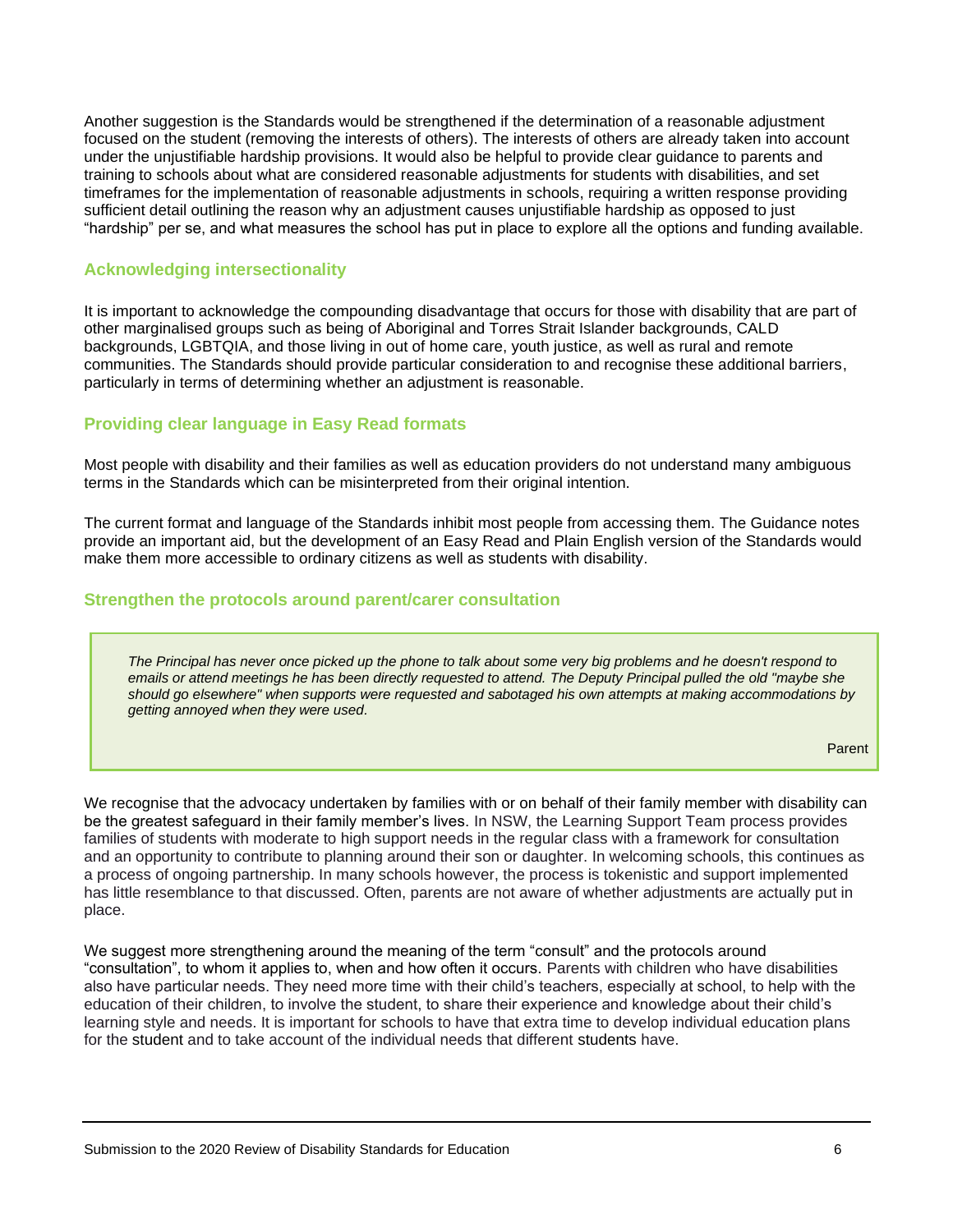Another suggestion is the Standards would be strengthened if the determination of a reasonable adjustment focused on the student (removing the interests of others). The interests of others are already taken into account under the unjustifiable hardship provisions. It would also be helpful to provide clear guidance to parents and training to schools about what are considered reasonable adjustments for students with disabilities, and set timeframes for the implementation of reasonable adjustments in schools, requiring a written response providing sufficient detail outlining the reason why an adjustment causes unjustifiable hardship as opposed to just "hardship" per se, and what measures the school has put in place to explore all the options and funding available.

## Acknowledging intersectionality

It is important to acknowledge the compounding disadvantage that occurs for those with disability that are part of other marginalised groups such as being of Aboriginal and Torres Strait Islander backgrounds, CALD backgrounds, LGBTQIA, and those living in out of home care, youth justice, as well as rural and remote communities. The Standards should provide particular consideration to and recognise these additional barriers, particularly in terms of determining whether an adjustment is reasonable.

## Providing clear language in Easy Read formats

Most people with disability and their families as well as education providers do not understand many ambiguous terms in the Standards which can be misinterpreted from their original intention.

The current format and language of the Standards inhibit most people from accessing them. The Guidance notes provide an important aid, but the development of an Easy Read and Plain English version of the Standards would make them more accessible to ordinary citizens as well as students with disability.

## Strengthen the protocols around parent/carer consultation

> *The Principal has never once picked up the phone to talk about some very big problems and he doesn't respond to emails or attend meetings he has been directly requested to attend. The Deputy Principal pulled the old "maybe she should go elsewhere" when supports were requested and sabotaged his own attempts at making accommodations by getting annoyed when they were used.*
>
> Parent

We recognise that the advocacy undertaken by families with or on behalf of their family member with disability can be the greatest safeguard in their family member's lives. In NSW, the Learning Support Team process provides families of students with moderate to high support needs in the regular class with a framework for consultation and an opportunity to contribute to planning around their son or daughter. In welcoming schools, this continues as a process of ongoing partnership. In many schools however, the process is tokenistic and support implemented has little resemblance to that discussed. Often, parents are not aware of whether adjustments are actually put in place.

We suggest more strengthening around the meaning of the term "consult" and the protocols around "consultation", to whom it applies to, when and how often it occurs. Parents with children who have disabilities also have particular needs. They need more time with their child's teachers, especially at school, to help with the education of their children, to involve the student, to share their experience and knowledge about their child's learning style and needs. It is important for schools to have that extra time to develop individual education plans for the student and to take account of the individual needs that different students have.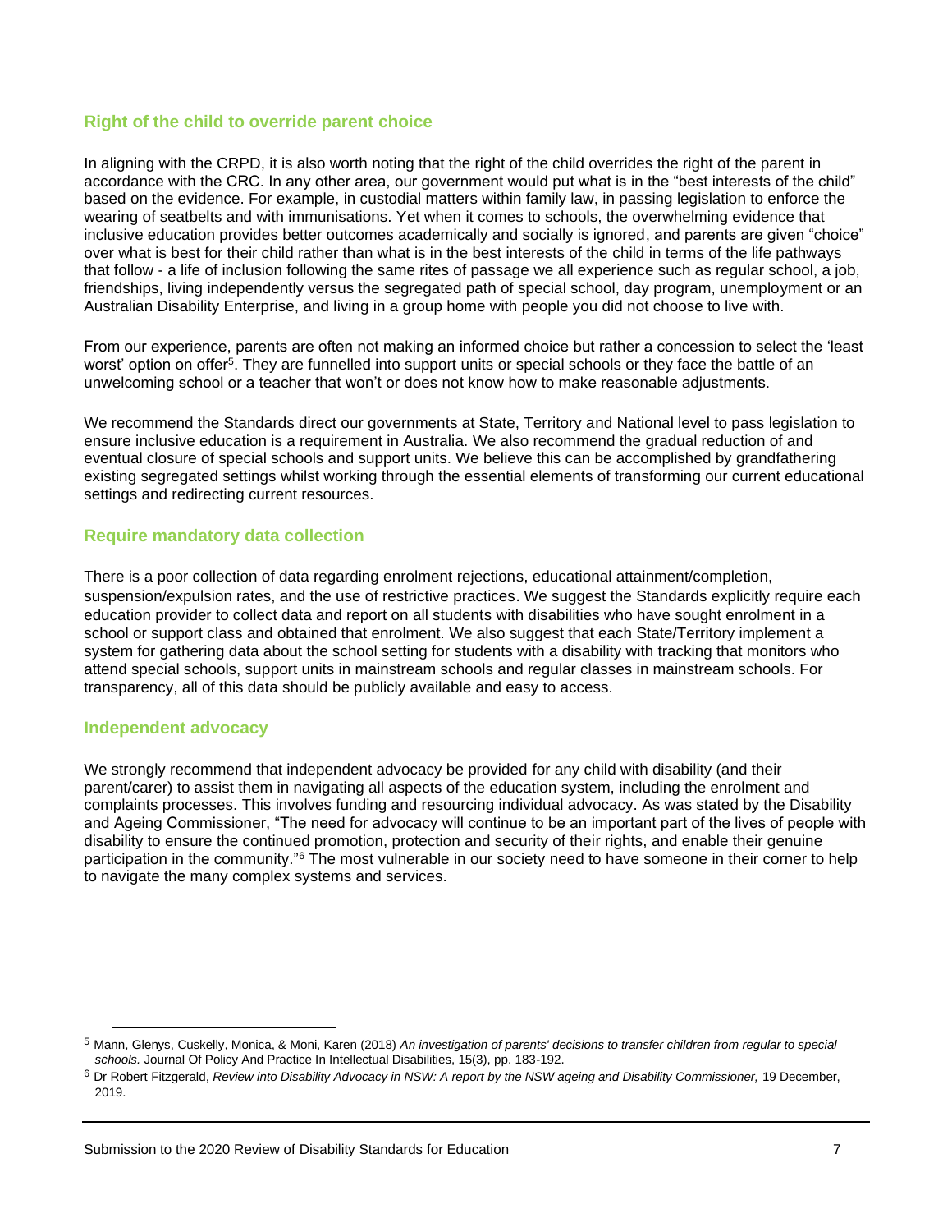## Right of the child to override parent choice

In aligning with the CRPD, it is also worth noting that the right of the child overrides the right of the parent in accordance with the CRC. In any other area, our government would put what is in the "best interests of the child" based on the evidence. For example, in custodial matters within family law, in passing legislation to enforce the wearing of seatbelts and with immunisations. Yet when it comes to schools, the overwhelming evidence that inclusive education provides better outcomes academically and socially is ignored, and parents are given "choice" over what is best for their child rather than what is in the best interests of the child in terms of the life pathways that follow - a life of inclusion following the same rites of passage we all experience such as regular school, a job, friendships, living independently versus the segregated path of special school, day program, unemployment or an Australian Disability Enterprise, and living in a group home with people you did not choose to live with.

From our experience, parents are often not making an informed choice but rather a concession to select the 'least worst' option on offer[5]. They are funnelled into support units or special schools or they face the battle of an unwelcoming school or a teacher that won't or does not know how to make reasonable adjustments.

We recommend the Standards direct our governments at State, Territory and National level to pass legislation to ensure inclusive education is a requirement in Australia. We also recommend the gradual reduction of and eventual closure of special schools and support units. We believe this can be accomplished by grandfathering existing segregated settings whilst working through the essential elements of transforming our current educational settings and redirecting current resources.

## Require mandatory data collection

There is a poor collection of data regarding enrolment rejections, educational attainment/completion, suspension/expulsion rates, and the use of restrictive practices. We suggest the Standards explicitly require each education provider to collect data and report on all students with disabilities who have sought enrolment in a school or support class and obtained that enrolment. We also suggest that each State/Territory implement a system for gathering data about the school setting for students with a disability with tracking that monitors who attend special schools, support units in mainstream schools and regular classes in mainstream schools. For transparency, all of this data should be publicly available and easy to access.

## Independent advocacy

We strongly recommend that independent advocacy be provided for any child with disability (and their parent/carer) to assist them in navigating all aspects of the education system, including the enrolment and complaints processes. This involves funding and resourcing individual advocacy. As was stated by the Disability and Ageing Commissioner, "The need for advocacy will continue to be an important part of the lives of people with disability to ensure the continued promotion, protection and security of their rights, and enable their genuine participation in the community."[6] The most vulnerable in our society need to have someone in their corner to help to navigate the many complex systems and services.

---

[5] Mann, Glenys, Cuskelly, Monica, & Moni, Karen (2018) *An investigation of parents' decisions to transfer children from regular to special schools.* Journal Of Policy And Practice In Intellectual Disabilities, 15(3), pp. 183-192.

[6] Dr Robert Fitzgerald, *Review into Disability Advocacy in NSW: A report by the NSW ageing and Disability Commissioner,* 19 December, 2019.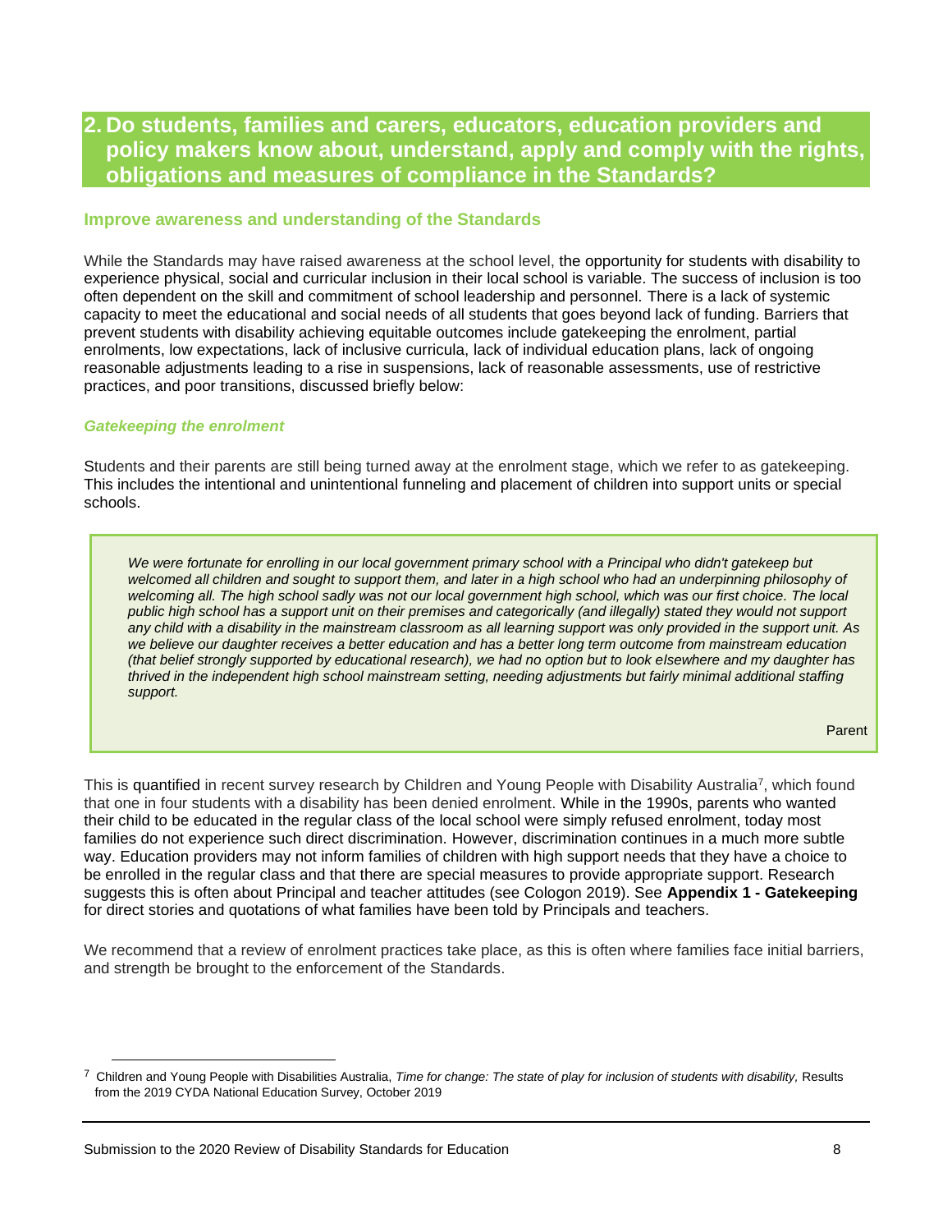## 2. Do students, families and carers, educators, education providers and policy makers know about, understand, apply and comply with the rights, obligations and measures of compliance in the Standards?

### Improve awareness and understanding of the Standards

While the Standards may have raised awareness at the school level, the opportunity for students with disability to experience physical, social and curricular inclusion in their local school is variable. The success of inclusion is too often dependent on the skill and commitment of school leadership and personnel. There is a lack of systemic capacity to meet the educational and social needs of all students that goes beyond lack of funding. Barriers that prevent students with disability achieving equitable outcomes include gatekeeping the enrolment, partial enrolments, low expectations, lack of inclusive curricula, lack of individual education plans, lack of ongoing reasonable adjustments leading to a rise in suspensions, lack of reasonable assessments, use of restrictive practices, and poor transitions, discussed briefly below:

#### *Gatekeeping the enrolment*

Students and their parents are still being turned away at the enrolment stage, which we refer to as gatekeeping. This includes the intentional and unintentional funneling and placement of children into support units or special schools.

> *We were fortunate for enrolling in our local government primary school with a Principal who didn't gatekeep but welcomed all children and sought to support them, and later in a high school who had an underpinning philosophy of welcoming all. The high school sadly was not our local government high school, which was our first choice. The local public high school has a support unit on their premises and categorically (and illegally) stated they would not support any child with a disability in the mainstream classroom as all learning support was only provided in the support unit. As we believe our daughter receives a better education and has a better long term outcome from mainstream education (that belief strongly supported by educational research), we had no option but to look elsewhere and my daughter has thrived in the independent high school mainstream setting, needing adjustments but fairly minimal additional staffing support.*
>
> Parent

This is quantified in recent survey research by Children and Young People with Disability Australia[7], which found that one in four students with a disability has been denied enrolment. While in the 1990s, parents who wanted their child to be educated in the regular class of the local school were simply refused enrolment, today most families do not experience such direct discrimination. However, discrimination continues in a much more subtle way. Education providers may not inform families of children with high support needs that they have a choice to be enrolled in the regular class and that there are special measures to provide appropriate support. Research suggests this is often about Principal and teacher attitudes (see Cologon 2019). See **Appendix 1 - Gatekeeping** for direct stories and quotations of what families have been told by Principals and teachers.

We recommend that a review of enrolment practices take place, as this is often where families face initial barriers, and strength be brought to the enforcement of the Standards.

---

[7] Children and Young People with Disabilities Australia, *Time for change: The state of play for inclusion of students with disability,* Results from the 2019 CYDA National Education Survey, October 2019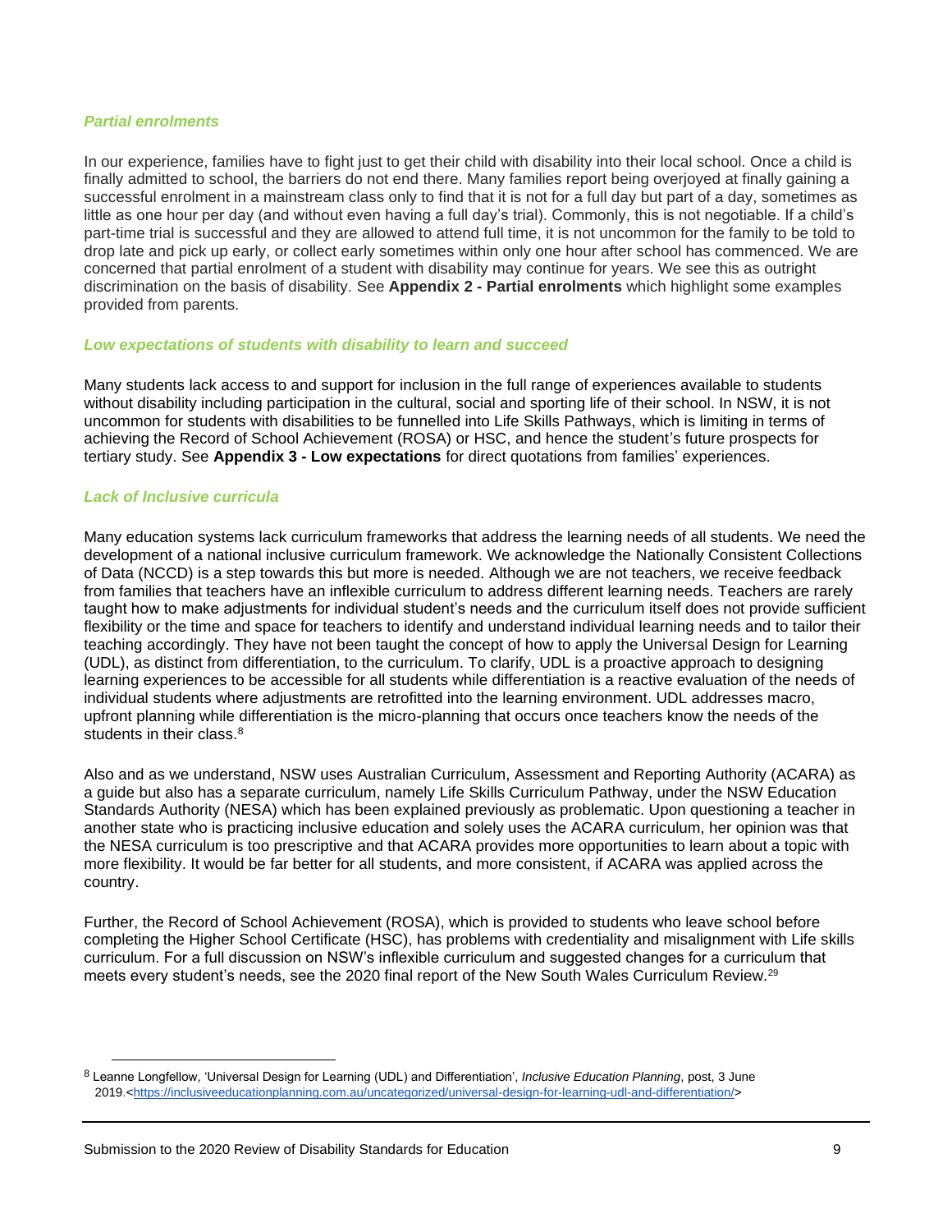### *Partial enrolments*

In our experience, families have to fight just to get their child with disability into their local school. Once a child is finally admitted to school, the barriers do not end there. Many families report being overjoyed at finally gaining a successful enrolment in a mainstream class only to find that it is not for a full day but part of a day, sometimes as little as one hour per day (and without even having a full day's trial). Commonly, this is not negotiable. If a child's part-time trial is successful and they are allowed to attend full time, it is not uncommon for the family to be told to drop late and pick up early, or collect early sometimes within only one hour after school has commenced. We are concerned that partial enrolment of a student with disability may continue for years. We see this as outright discrimination on the basis of disability. See **Appendix 2 - Partial enrolments** which highlight some examples provided from parents.

### *Low expectations of students with disability to learn and succeed*

Many students lack access to and support for inclusion in the full range of experiences available to students without disability including participation in the cultural, social and sporting life of their school. In NSW, it is not uncommon for students with disabilities to be funnelled into Life Skills Pathways, which is limiting in terms of achieving the Record of School Achievement (ROSA) or HSC, and hence the student's future prospects for tertiary study. See **Appendix 3 - Low expectations** for direct quotations from families' experiences.

### *Lack of Inclusive curricula*

Many education systems lack curriculum frameworks that address the learning needs of all students. We need the development of a national inclusive curriculum framework. We acknowledge the Nationally Consistent Collections of Data (NCCD) is a step towards this but more is needed. Although we are not teachers, we receive feedback from families that teachers have an inflexible curriculum to address different learning needs. Teachers are rarely taught how to make adjustments for individual student's needs and the curriculum itself does not provide sufficient flexibility or the time and space for teachers to identify and understand individual learning needs and to tailor their teaching accordingly. They have not been taught the concept of how to apply the Universal Design for Learning (UDL), as distinct from differentiation, to the curriculum. To clarify, UDL is a proactive approach to designing learning experiences to be accessible for all students while differentiation is a reactive evaluation of the needs of individual students where adjustments are retrofitted into the learning environment. UDL addresses macro, upfront planning while differentiation is the micro-planning that occurs once teachers know the needs of the students in their class.[8]

Also and as we understand, NSW uses Australian Curriculum, Assessment and Reporting Authority (ACARA) as a guide but also has a separate curriculum, namely Life Skills Curriculum Pathway, under the NSW Education Standards Authority (NESA) which has been explained previously as problematic. Upon questioning a teacher in another state who is practicing inclusive education and solely uses the ACARA curriculum, her opinion was that the NESA curriculum is too prescriptive and that ACARA provides more opportunities to learn about a topic with more flexibility. It would be far better for all students, and more consistent, if ACARA was applied across the country.

Further, the Record of School Achievement (ROSA), which is provided to students who leave school before completing the Higher School Certificate (HSC), has problems with credentiality and misalignment with Life skills curriculum. For a full discussion on NSW's inflexible curriculum and suggested changes for a curriculum that meets every student's needs, see the 2020 final report of the New South Wales Curriculum Review.[29]

---

[8] Leanne Longfellow, 'Universal Design for Learning (UDL) and Differentiation', *Inclusive Education Planning*, post, 3 June 2019.<https://inclusiveeducationplanning.com.au/uncategorized/universal-design-for-learning-udl-and-differentiation/>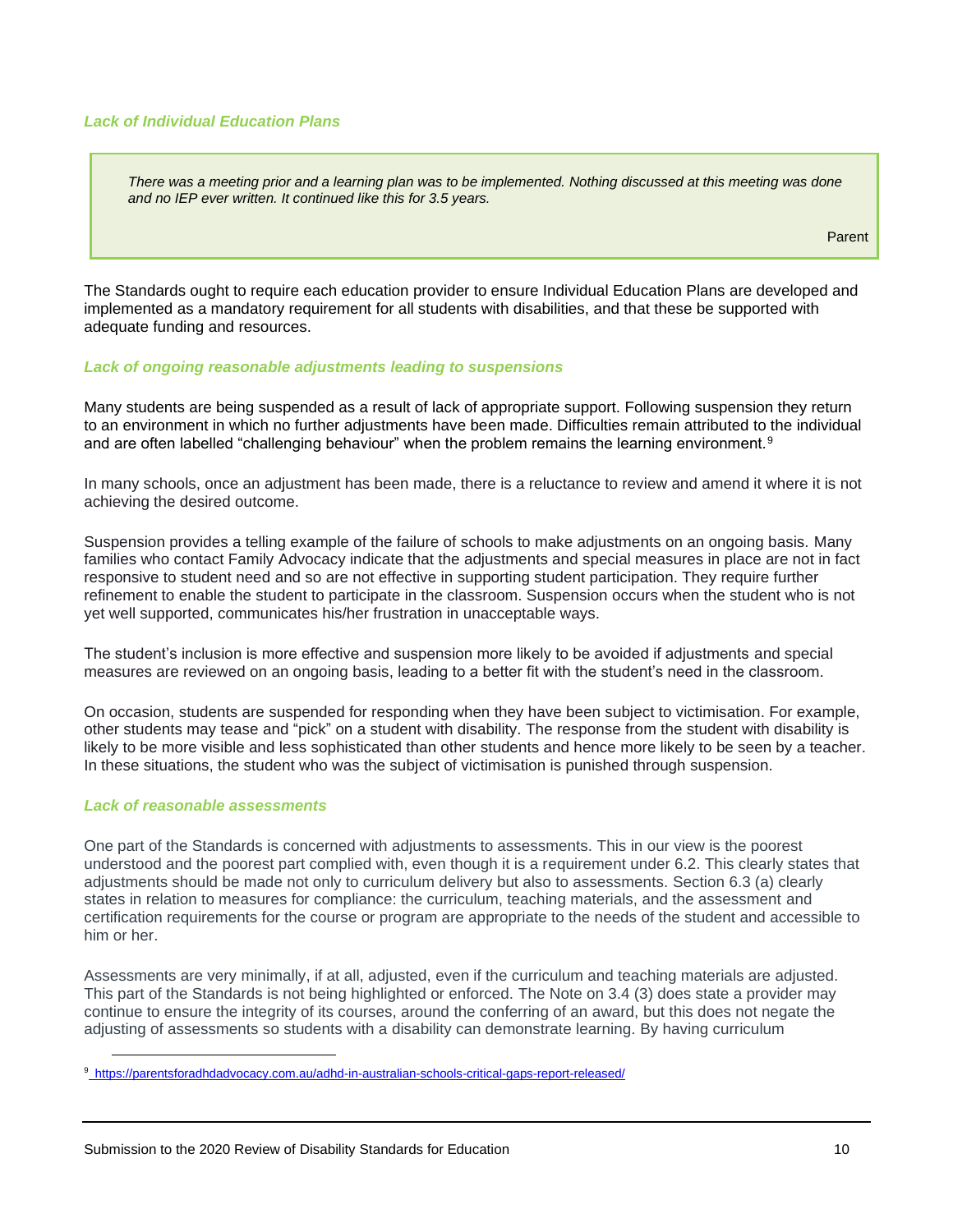### *Lack of Individual Education Plans*

> *There was a meeting prior and a learning plan was to be implemented. Nothing discussed at this meeting was done and no IEP ever written. It continued like this for 3.5 years.*
>
> Parent

The Standards ought to require each education provider to ensure Individual Education Plans are developed and implemented as a mandatory requirement for all students with disabilities, and that these be supported with adequate funding and resources.

### *Lack of ongoing reasonable adjustments leading to suspensions*

Many students are being suspended as a result of lack of appropriate support. Following suspension they return to an environment in which no further adjustments have been made. Difficulties remain attributed to the individual and are often labelled "challenging behaviour" when the problem remains the learning environment.[9]

In many schools, once an adjustment has been made, there is a reluctance to review and amend it where it is not achieving the desired outcome.

Suspension provides a telling example of the failure of schools to make adjustments on an ongoing basis. Many families who contact Family Advocacy indicate that the adjustments and special measures in place are not in fact responsive to student need and so are not effective in supporting student participation. They require further refinement to enable the student to participate in the classroom. Suspension occurs when the student who is not yet well supported, communicates his/her frustration in unacceptable ways.

The student's inclusion is more effective and suspension more likely to be avoided if adjustments and special measures are reviewed on an ongoing basis, leading to a better fit with the student's need in the classroom.

On occasion, students are suspended for responding when they have been subject to victimisation. For example, other students may tease and "pick" on a student with disability. The response from the student with disability is likely to be more visible and less sophisticated than other students and hence more likely to be seen by a teacher. In these situations, the student who was the subject of victimisation is punished through suspension.

### *Lack of reasonable assessments*

One part of the Standards is concerned with adjustments to assessments. This in our view is the poorest understood and the poorest part complied with, even though it is a requirement under 6.2. This clearly states that adjustments should be made not only to curriculum delivery but also to assessments. Section 6.3 (a) clearly states in relation to measures for compliance: the curriculum, teaching materials, and the assessment and certification requirements for the course or program are appropriate to the needs of the student and accessible to him or her.

Assessments are very minimally, if at all, adjusted, even if the curriculum and teaching materials are adjusted. This part of the Standards is not being highlighted or enforced. The Note on 3.4 (3) does state a provider may continue to ensure the integrity of its courses, around the conferring of an award, but this does not negate the adjusting of assessments so students with a disability can demonstrate learning. By having curriculum

---

[9] https://parentsforadhdadvocacy.com.au/adhd-in-australian-schools-critical-gaps-report-released/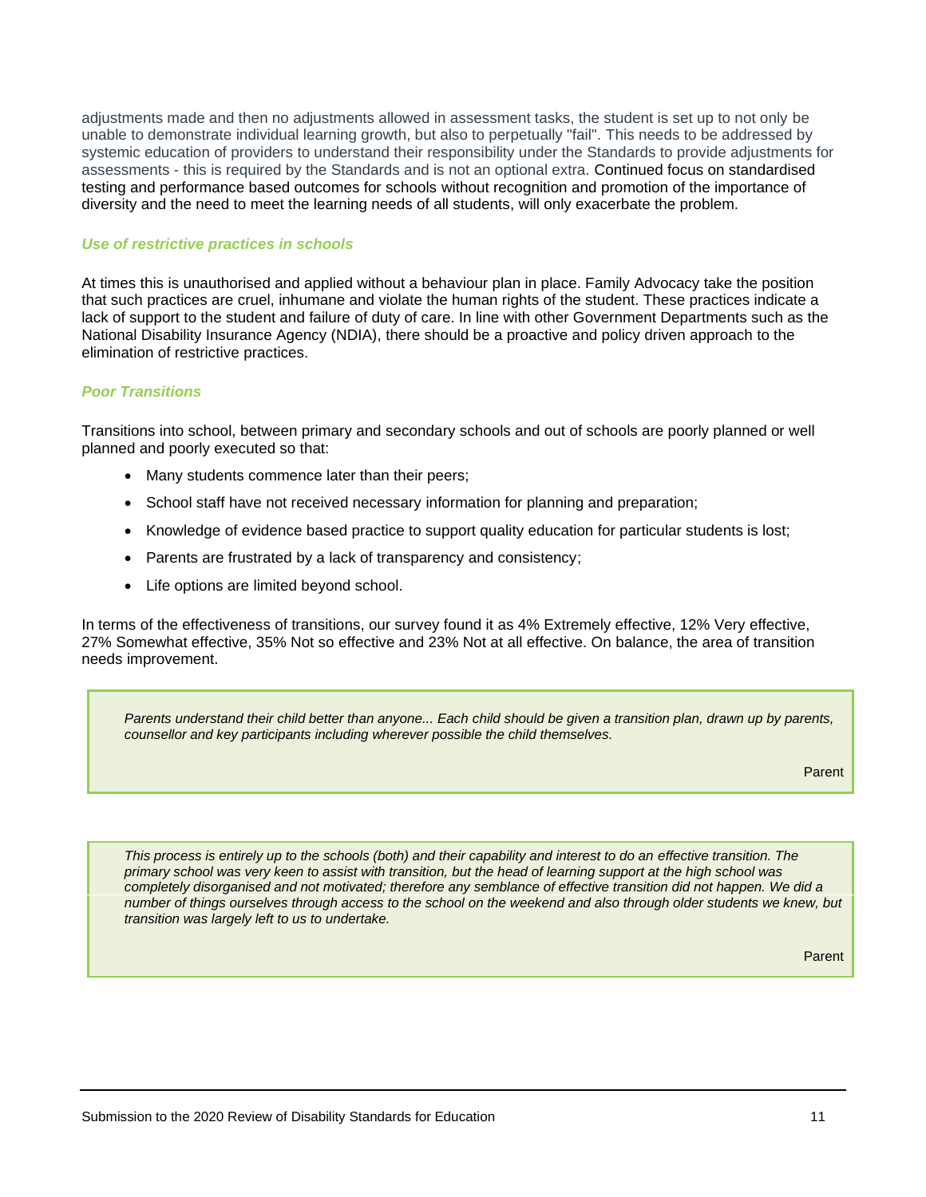adjustments made and then no adjustments allowed in assessment tasks, the student is set up to not only be unable to demonstrate individual learning growth, but also to perpetually "fail". This needs to be addressed by systemic education of providers to understand their responsibility under the Standards to provide adjustments for assessments - this is required by the Standards and is not an optional extra. Continued focus on standardised testing and performance based outcomes for schools without recognition and promotion of the importance of diversity and the need to meet the learning needs of all students, will only exacerbate the problem.

### *Use of restrictive practices in schools*

At times this is unauthorised and applied without a behaviour plan in place. Family Advocacy take the position that such practices are cruel, inhumane and violate the human rights of the student. These practices indicate a lack of support to the student and failure of duty of care. In line with other Government Departments such as the National Disability Insurance Agency (NDIA), there should be a proactive and policy driven approach to the elimination of restrictive practices.

### *Poor Transitions*

Transitions into school, between primary and secondary schools and out of schools are poorly planned or well planned and poorly executed so that:

- Many students commence later than their peers;
- School staff have not received necessary information for planning and preparation;
- Knowledge of evidence based practice to support quality education for particular students is lost;
- Parents are frustrated by a lack of transparency and consistency;
- Life options are limited beyond school.

In terms of the effectiveness of transitions, our survey found it as 4% Extremely effective, 12% Very effective, 27% Somewhat effective, 35% Not so effective and 23% Not at all effective. On balance, the area of transition needs improvement.

> *Parents understand their child better than anyone... Each child should be given a transition plan, drawn up by parents, counsellor and key participants including wherever possible the child themselves.*
>
> Parent

> *This process is entirely up to the schools (both) and their capability and interest to do an effective transition. The primary school was very keen to assist with transition, but the head of learning support at the high school was completely disorganised and not motivated; therefore any semblance of effective transition did not happen. We did a number of things ourselves through access to the school on the weekend and also through older students we knew, but transition was largely left to us to undertake.*
>
> Parent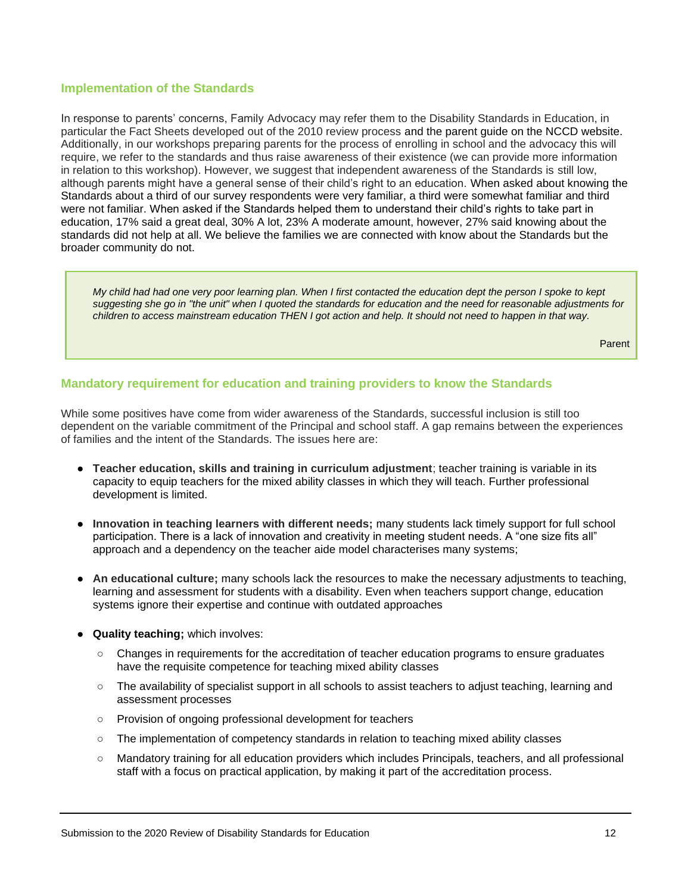## Implementation of the Standards

In response to parents' concerns, Family Advocacy may refer them to the Disability Standards in Education, in particular the Fact Sheets developed out of the 2010 review process and the parent guide on the NCCD website. Additionally, in our workshops preparing parents for the process of enrolling in school and the advocacy this will require, we refer to the standards and thus raise awareness of their existence (we can provide more information in relation to this workshop). However, we suggest that independent awareness of the Standards is still low, although parents might have a general sense of their child's right to an education. When asked about knowing the Standards about a third of our survey respondents were very familiar, a third were somewhat familiar and third were not familiar. When asked if the Standards helped them to understand their child's rights to take part in education, 17% said a great deal, 30% A lot, 23% A moderate amount, however, 27% said knowing about the standards did not help at all. We believe the families we are connected with know about the Standards but the broader community do not.

> *My child had had one very poor learning plan. When I first contacted the education dept the person I spoke to kept suggesting she go in "the unit" when I quoted the standards for education and the need for reasonable adjustments for children to access mainstream education THEN I got action and help. It should not need to happen in that way.*
>
> Parent

## Mandatory requirement for education and training providers to know the Standards

While some positives have come from wider awareness of the Standards, successful inclusion is still too dependent on the variable commitment of the Principal and school staff. A gap remains between the experiences of families and the intent of the Standards. The issues here are:

- **Teacher education, skills and training in curriculum adjustment**; teacher training is variable in its capacity to equip teachers for the mixed ability classes in which they will teach. Further professional development is limited.
- **Innovation in teaching learners with different needs;** many students lack timely support for full school participation. There is a lack of innovation and creativity in meeting student needs. A "one size fits all" approach and a dependency on the teacher aide model characterises many systems;
- **An educational culture;** many schools lack the resources to make the necessary adjustments to teaching, learning and assessment for students with a disability. Even when teachers support change, education systems ignore their expertise and continue with outdated approaches
- **Quality teaching;** which involves:
  - Changes in requirements for the accreditation of teacher education programs to ensure graduates have the requisite competence for teaching mixed ability classes
  - The availability of specialist support in all schools to assist teachers to adjust teaching, learning and assessment processes
  - Provision of ongoing professional development for teachers
  - The implementation of competency standards in relation to teaching mixed ability classes
  - Mandatory training for all education providers which includes Principals, teachers, and all professional staff with a focus on practical application, by making it part of the accreditation process.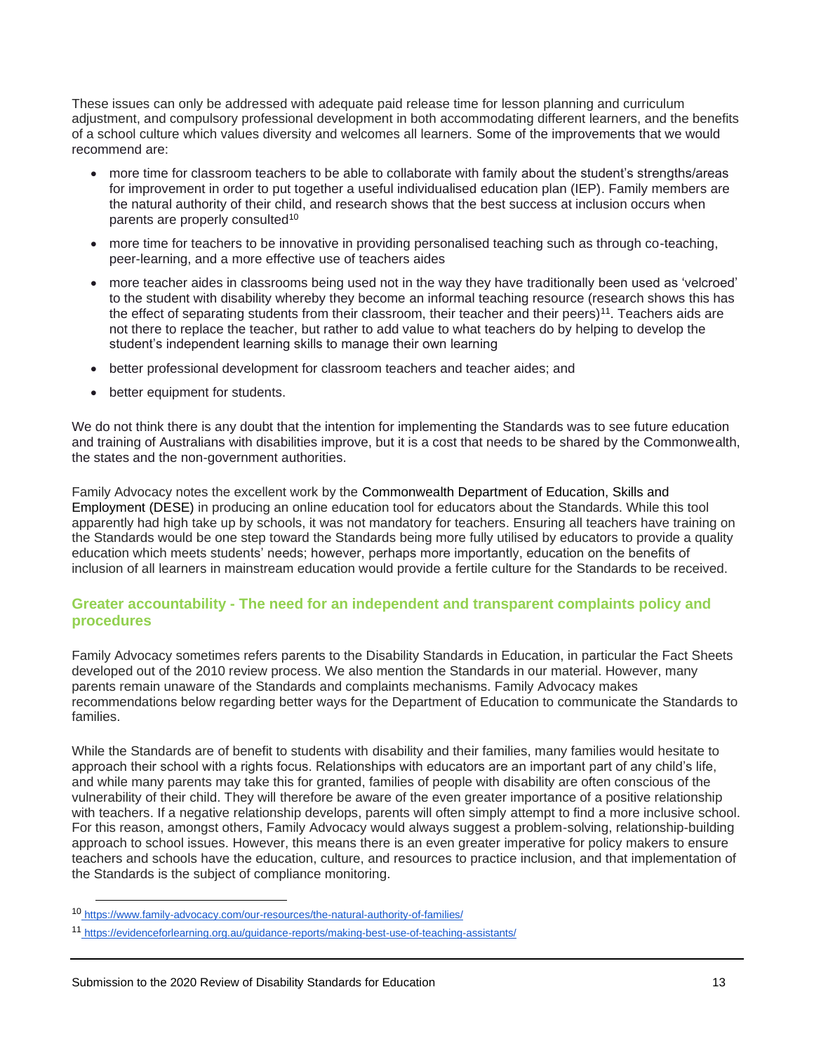These issues can only be addressed with adequate paid release time for lesson planning and curriculum adjustment, and compulsory professional development in both accommodating different learners, and the benefits of a school culture which values diversity and welcomes all learners. Some of the improvements that we would recommend are:

- more time for classroom teachers to be able to collaborate with family about the student's strengths/areas for improvement in order to put together a useful individualised education plan (IEP). Family members are the natural authority of their child, and research shows that the best success at inclusion occurs when parents are properly consulted[10]
- more time for teachers to be innovative in providing personalised teaching such as through co-teaching, peer-learning, and a more effective use of teachers aides
- more teacher aides in classrooms being used not in the way they have traditionally been used as 'velcroed' to the student with disability whereby they become an informal teaching resource (research shows this has the effect of separating students from their classroom, their teacher and their peers)[11]. Teachers aids are not there to replace the teacher, but rather to add value to what teachers do by helping to develop the student's independent learning skills to manage their own learning
- better professional development for classroom teachers and teacher aides; and
- better equipment for students.

We do not think there is any doubt that the intention for implementing the Standards was to see future education and training of Australians with disabilities improve, but it is a cost that needs to be shared by the Commonwealth, the states and the non-government authorities.

Family Advocacy notes the excellent work by the Commonwealth Department of Education, Skills and Employment (DESE) in producing an online education tool for educators about the Standards. While this tool apparently had high take up by schools, it was not mandatory for teachers. Ensuring all teachers have training on the Standards would be one step toward the Standards being more fully utilised by educators to provide a quality education which meets students' needs; however, perhaps more importantly, education on the benefits of inclusion of all learners in mainstream education would provide a fertile culture for the Standards to be received.

## Greater accountability - The need for an independent and transparent complaints policy and procedures

Family Advocacy sometimes refers parents to the Disability Standards in Education, in particular the Fact Sheets developed out of the 2010 review process. We also mention the Standards in our material. However, many parents remain unaware of the Standards and complaints mechanisms. Family Advocacy makes recommendations below regarding better ways for the Department of Education to communicate the Standards to families.

While the Standards are of benefit to students with disability and their families, many families would hesitate to approach their school with a rights focus. Relationships with educators are an important part of any child's life, and while many parents may take this for granted, families of people with disability are often conscious of the vulnerability of their child. They will therefore be aware of the even greater importance of a positive relationship with teachers. If a negative relationship develops, parents will often simply attempt to find a more inclusive school. For this reason, amongst others, Family Advocacy would always suggest a problem-solving, relationship-building approach to school issues. However, this means there is an even greater imperative for policy makers to ensure teachers and schools have the education, culture, and resources to practice inclusion, and that implementation of the Standards is the subject of compliance monitoring.

---

[10] https://www.family-advocacy.com/our-resources/the-natural-authority-of-families/

[11] https://evidenceforlearning.org.au/guidance-reports/making-best-use-of-teaching-assistants/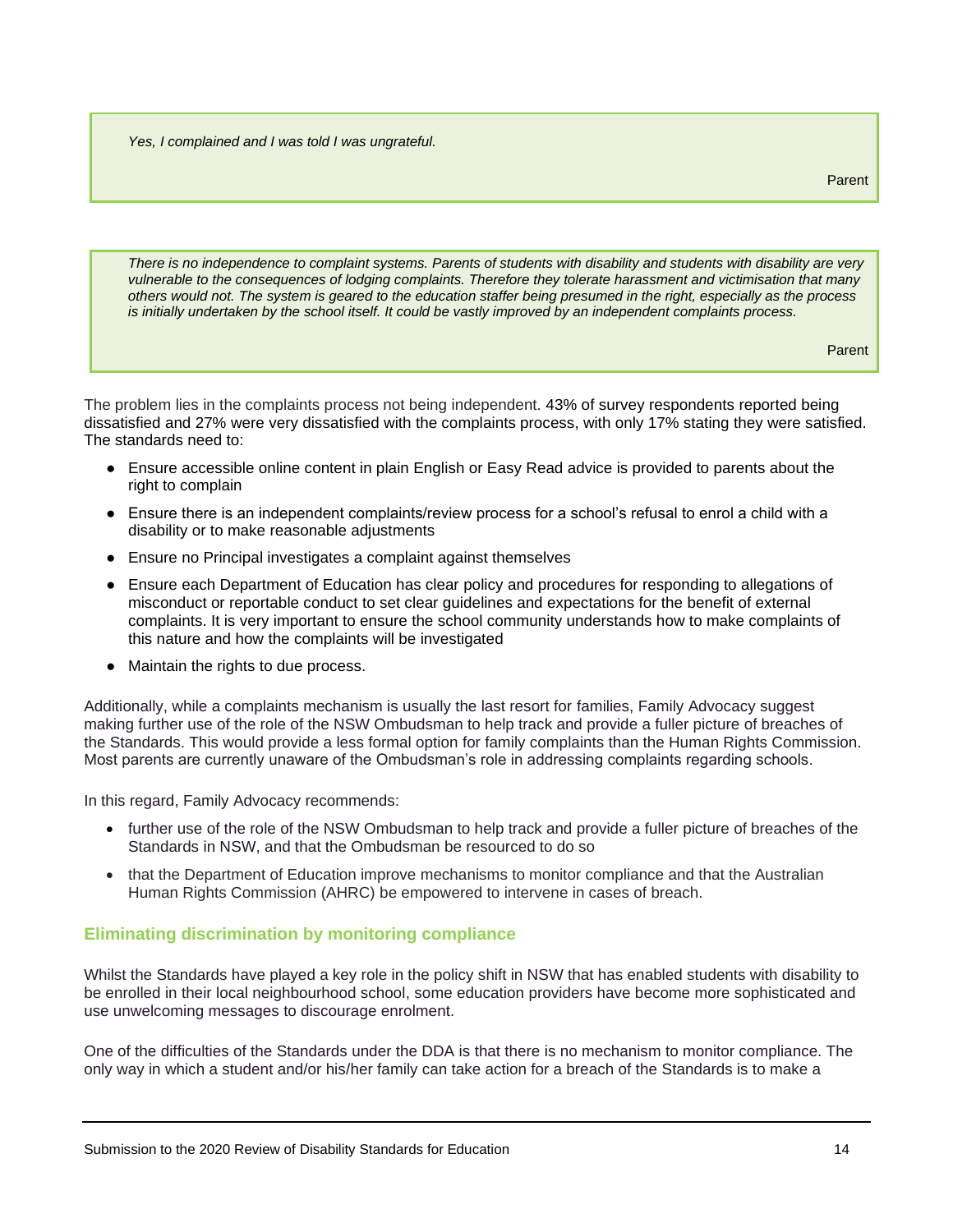> *Yes, I complained and I was told I was ungrateful.*
>
> Parent

> *There is no independence to complaint systems. Parents of students with disability and students with disability are very vulnerable to the consequences of lodging complaints. Therefore they tolerate harassment and victimisation that many others would not. The system is geared to the education staffer being presumed in the right, especially as the process is initially undertaken by the school itself. It could be vastly improved by an independent complaints process.*
>
> Parent

The problem lies in the complaints process not being independent. 43% of survey respondents reported being dissatisfied and 27% were very dissatisfied with the complaints process, with only 17% stating they were satisfied. The standards need to:

- Ensure accessible online content in plain English or Easy Read advice is provided to parents about the right to complain
- Ensure there is an independent complaints/review process for a school's refusal to enrol a child with a disability or to make reasonable adjustments
- Ensure no Principal investigates a complaint against themselves
- Ensure each Department of Education has clear policy and procedures for responding to allegations of misconduct or reportable conduct to set clear guidelines and expectations for the benefit of external complaints. It is very important to ensure the school community understands how to make complaints of this nature and how the complaints will be investigated
- Maintain the rights to due process.

Additionally, while a complaints mechanism is usually the last resort for families, Family Advocacy suggest making further use of the role of the NSW Ombudsman to help track and provide a fuller picture of breaches of the Standards. This would provide a less formal option for family complaints than the Human Rights Commission. Most parents are currently unaware of the Ombudsman's role in addressing complaints regarding schools.

In this regard, Family Advocacy recommends:

- further use of the role of the NSW Ombudsman to help track and provide a fuller picture of breaches of the Standards in NSW, and that the Ombudsman be resourced to do so
- that the Department of Education improve mechanisms to monitor compliance and that the Australian Human Rights Commission (AHRC) be empowered to intervene in cases of breach.

### Eliminating discrimination by monitoring compliance

Whilst the Standards have played a key role in the policy shift in NSW that has enabled students with disability to be enrolled in their local neighbourhood school, some education providers have become more sophisticated and use unwelcoming messages to discourage enrolment.

One of the difficulties of the Standards under the DDA is that there is no mechanism to monitor compliance. The only way in which a student and/or his/her family can take action for a breach of the Standards is to make a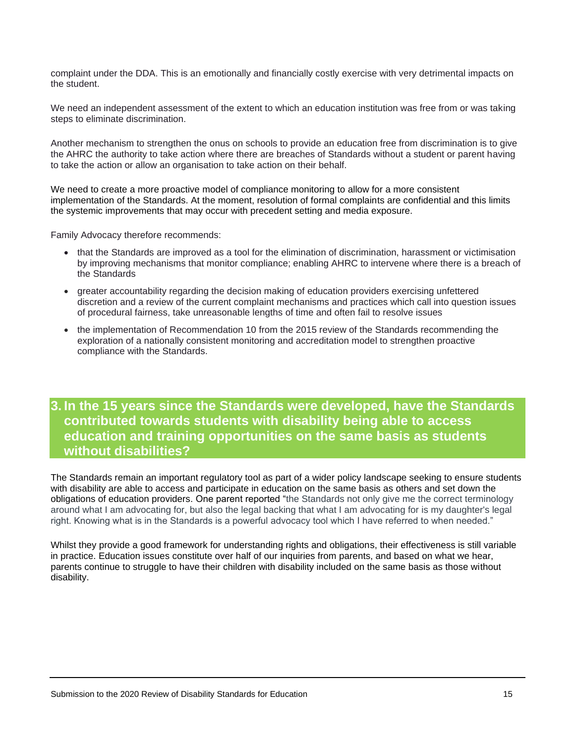complaint under the DDA. This is an emotionally and financially costly exercise with very detrimental impacts on the student.

We need an independent assessment of the extent to which an education institution was free from or was taking steps to eliminate discrimination.

Another mechanism to strengthen the onus on schools to provide an education free from discrimination is to give the AHRC the authority to take action where there are breaches of Standards without a student or parent having to take the action or allow an organisation to take action on their behalf.

We need to create a more proactive model of compliance monitoring to allow for a more consistent implementation of the Standards. At the moment, resolution of formal complaints are confidential and this limits the systemic improvements that may occur with precedent setting and media exposure.

Family Advocacy therefore recommends:

- that the Standards are improved as a tool for the elimination of discrimination, harassment or victimisation by improving mechanisms that monitor compliance; enabling AHRC to intervene where there is a breach of the Standards
- greater accountability regarding the decision making of education providers exercising unfettered discretion and a review of the current complaint mechanisms and practices which call into question issues of procedural fairness, take unreasonable lengths of time and often fail to resolve issues
- the implementation of Recommendation 10 from the 2015 review of the Standards recommending the exploration of a nationally consistent monitoring and accreditation model to strengthen proactive compliance with the Standards.

## 3. In the 15 years since the Standards were developed, have the Standards contributed towards students with disability being able to access education and training opportunities on the same basis as students without disabilities?

The Standards remain an important regulatory tool as part of a wider policy landscape seeking to ensure students with disability are able to access and participate in education on the same basis as others and set down the obligations of education providers. One parent reported "the Standards not only give me the correct terminology around what I am advocating for, but also the legal backing that what I am advocating for is my daughter's legal right. Knowing what is in the Standards is a powerful advocacy tool which I have referred to when needed."

Whilst they provide a good framework for understanding rights and obligations, their effectiveness is still variable in practice. Education issues constitute over half of our inquiries from parents, and based on what we hear, parents continue to struggle to have their children with disability included on the same basis as those without disability.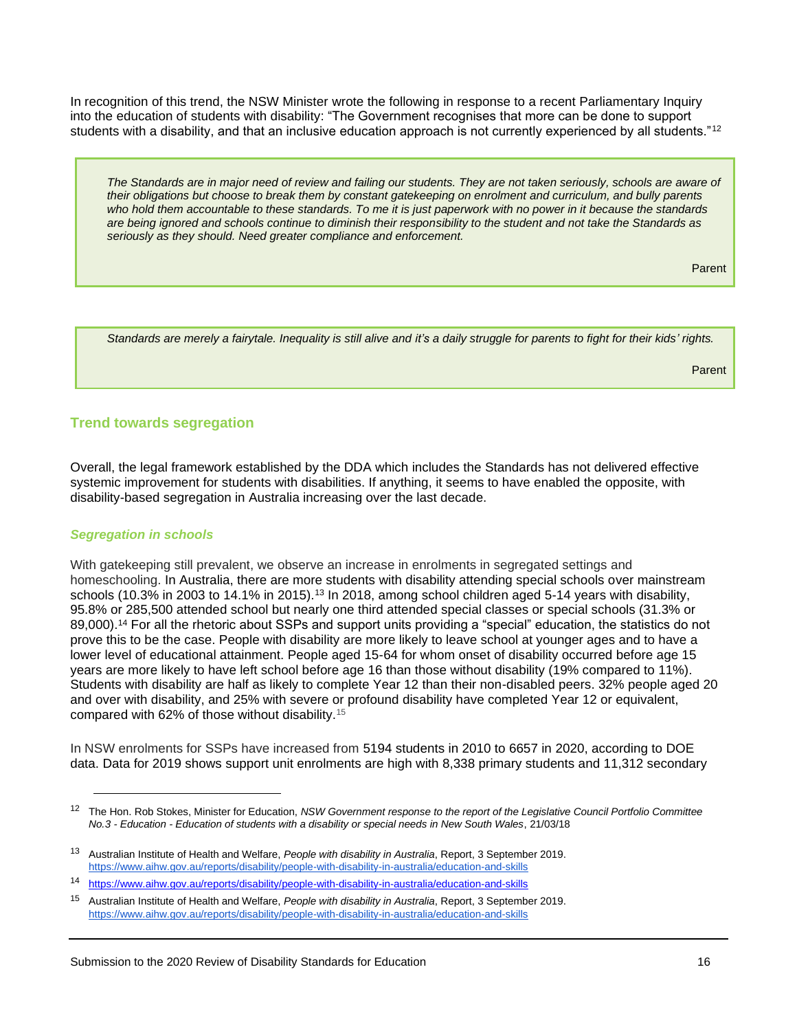In recognition of this trend, the NSW Minister wrote the following in response to a recent Parliamentary Inquiry into the education of students with disability: "The Government recognises that more can be done to support students with a disability, and that an inclusive education approach is not currently experienced by all students."[12]

> *The Standards are in major need of review and failing our students. They are not taken seriously, schools are aware of their obligations but choose to break them by constant gatekeeping on enrolment and curriculum, and bully parents who hold them accountable to these standards. To me it is just paperwork with no power in it because the standards are being ignored and schools continue to diminish their responsibility to the student and not take the Standards as seriously as they should. Need greater compliance and enforcement.*
>
> Parent

> *Standards are merely a fairytale. Inequality is still alive and it's a daily struggle for parents to fight for their kids' rights.*
>
> Parent

## Trend towards segregation

Overall, the legal framework established by the DDA which includes the Standards has not delivered effective systemic improvement for students with disabilities. If anything, it seems to have enabled the opposite, with disability-based segregation in Australia increasing over the last decade.

### *Segregation in schools*

With gatekeeping still prevalent, we observe an increase in enrolments in segregated settings and homeschooling. In Australia, there are more students with disability attending special schools over mainstream schools (10.3% in 2003 to 14.1% in 2015).[13] In 2018, among school children aged 5-14 years with disability, 95.8% or 285,500 attended school but nearly one third attended special classes or special schools (31.3% or 89,000).[14] For all the rhetoric about SSPs and support units providing a "special" education, the statistics do not prove this to be the case. People with disability are more likely to leave school at younger ages and to have a lower level of educational attainment. People aged 15-64 for whom onset of disability occurred before age 15 years are more likely to have left school before age 16 than those without disability (19% compared to 11%). Students with disability are half as likely to complete Year 12 than their non-disabled peers. 32% people aged 20 and over with disability, and 25% with severe or profound disability have completed Year 12 or equivalent, compared with 62% of those without disability.[15]

In NSW enrolments for SSPs have increased from 5194 students in 2010 to 6657 in 2020, according to DOE data. Data for 2019 shows support unit enrolments are high with 8,338 primary students and 11,312 secondary

---

[12] The Hon. Rob Stokes, Minister for Education, *NSW Government response to the report of the Legislative Council Portfolio Committee No.3 - Education - Education of students with a disability or special needs in New South Wales*, 21/03/18

[13] Australian Institute of Health and Welfare, *People with disability in Australia*, Report, 3 September 2019. https://www.aihw.gov.au/reports/disability/people-with-disability-in-australia/education-and-skills

[14] https://www.aihw.gov.au/reports/disability/people-with-disability-in-australia/education-and-skills

[15] Australian Institute of Health and Welfare, *People with disability in Australia*, Report, 3 September 2019. https://www.aihw.gov.au/reports/disability/people-with-disability-in-australia/education-and-skills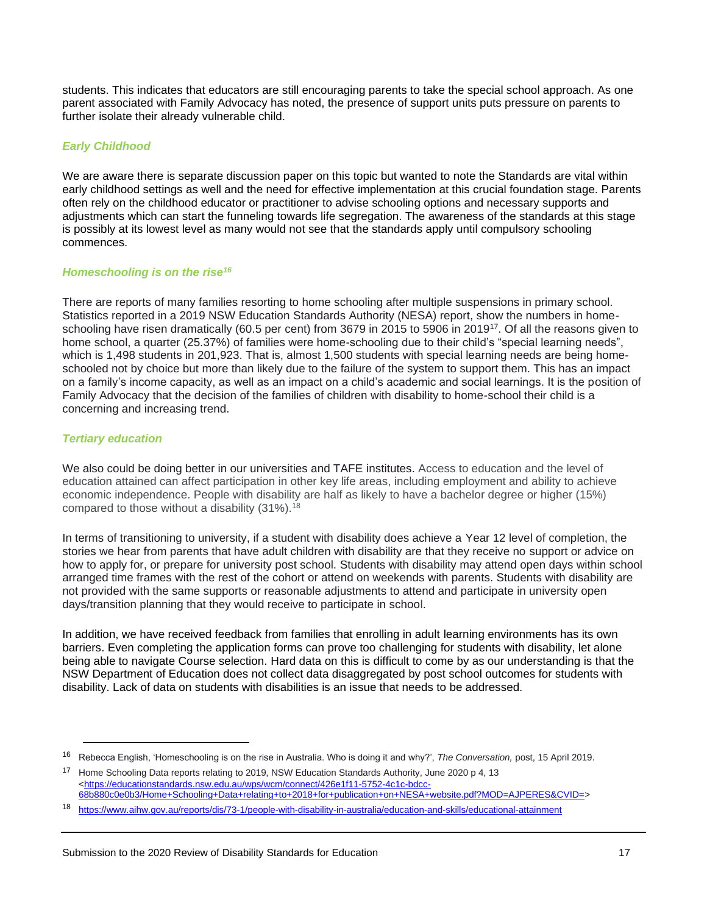students. This indicates that educators are still encouraging parents to take the special school approach. As one parent associated with Family Advocacy has noted, the presence of support units puts pressure on parents to further isolate their already vulnerable child.

### *Early Childhood*

We are aware there is separate discussion paper on this topic but wanted to note the Standards are vital within early childhood settings as well and the need for effective implementation at this crucial foundation stage. Parents often rely on the childhood educator or practitioner to advise schooling options and necessary supports and adjustments which can start the funneling towards life segregation. The awareness of the standards at this stage is possibly at its lowest level as many would not see that the standards apply until compulsory schooling commences.

### *Homeschooling is on the rise[16]*

There are reports of many families resorting to home schooling after multiple suspensions in primary school. Statistics reported in a 2019 NSW Education Standards Authority (NESA) report, show the numbers in home-schooling have risen dramatically (60.5 per cent) from 3679 in 2015 to 5906 in 2019[17]. Of all the reasons given to home school, a quarter (25.37%) of families were home-schooling due to their child's "special learning needs", which is 1,498 students in 201,923. That is, almost 1,500 students with special learning needs are being home-schooled not by choice but more than likely due to the failure of the system to support them. This has an impact on a family's income capacity, as well as an impact on a child's academic and social learnings. It is the position of Family Advocacy that the decision of the families of children with disability to home-school their child is a concerning and increasing trend.

### *Tertiary education*

We also could be doing better in our universities and TAFE institutes. Access to education and the level of education attained can affect participation in other key life areas, including employment and ability to achieve economic independence. People with disability are half as likely to have a bachelor degree or higher (15%) compared to those without a disability (31%).[18]

In terms of transitioning to university, if a student with disability does achieve a Year 12 level of completion, the stories we hear from parents that have adult children with disability are that they receive no support or advice on how to apply for, or prepare for university post school. Students with disability may attend open days within school arranged time frames with the rest of the cohort or attend on weekends with parents. Students with disability are not provided with the same supports or reasonable adjustments to attend and participate in university open days/transition planning that they would receive to participate in school.

In addition, we have received feedback from families that enrolling in adult learning environments has its own barriers. Even completing the application forms can prove too challenging for students with disability, let alone being able to navigate Course selection. Hard data on this is difficult to come by as our understanding is that the NSW Department of Education does not collect data disaggregated by post school outcomes for students with disability. Lack of data on students with disabilities is an issue that needs to be addressed.

---

[16] Rebecca English, 'Homeschooling is on the rise in Australia. Who is doing it and why?', *The Conversation,* post, 15 April 2019.

[17] Home Schooling Data reports relating to 2019, NSW Education Standards Authority, June 2020 p 4, 13 <https://educationstandards.nsw.edu.au/wps/wcm/connect/426e1f11-5752-4c1c-bdcc-68b880c0e0b3/Home+Schooling+Data+relating+to+2018+for+publication+on+NESA+website.pdf?MOD=AJPERES&CVID=>

[18] https://www.aihw.gov.au/reports/dis/73-1/people-with-disability-in-australia/education-and-skills/educational-attainment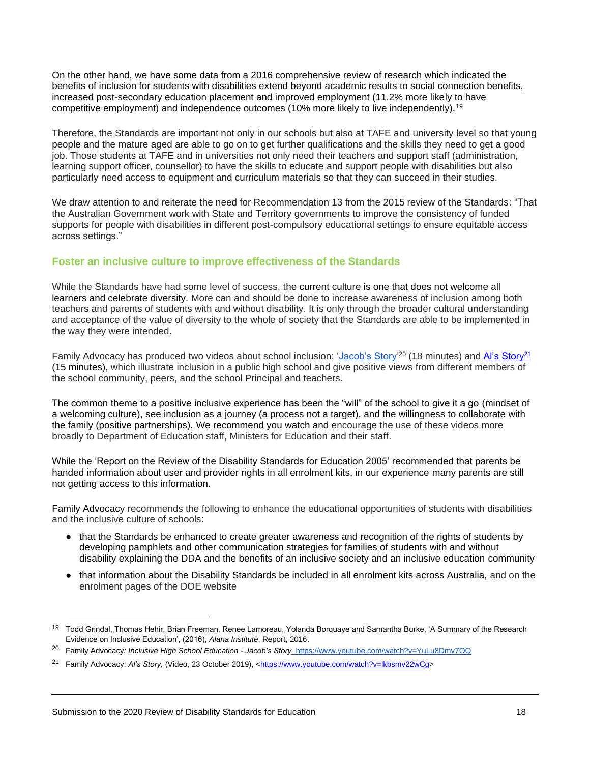On the other hand, we have some data from a 2016 comprehensive review of research which indicated the benefits of inclusion for students with disabilities extend beyond academic results to social connection benefits, increased post-secondary education placement and improved employment (11.2% more likely to have competitive employment) and independence outcomes (10% more likely to live independently).[19]

Therefore, the Standards are important not only in our schools but also at TAFE and university level so that young people and the mature aged are able to go on to get further qualifications and the skills they need to get a good job. Those students at TAFE and in universities not only need their teachers and support staff (administration, learning support officer, counsellor) to have the skills to educate and support people with disabilities but also particularly need access to equipment and curriculum materials so that they can succeed in their studies.

We draw attention to and reiterate the need for Recommendation 13 from the 2015 review of the Standards: "That the Australian Government work with State and Territory governments to improve the consistency of funded supports for people with disabilities in different post-compulsory educational settings to ensure equitable access across settings."

## Foster an inclusive culture to improve effectiveness of the Standards

While the Standards have had some level of success, the current culture is one that does not welcome all learners and celebrate diversity. More can and should be done to increase awareness of inclusion among both teachers and parents of students with and without disability. It is only through the broader cultural understanding and acceptance of the value of diversity to the whole of society that the Standards are able to be implemented in the way they were intended.

Family Advocacy has produced two videos about school inclusion: 'Jacob's Story'[20] (18 minutes) and Al's Story[21] (15 minutes), which illustrate inclusion in a public high school and give positive views from different members of the school community, peers, and the school Principal and teachers.

The common theme to a positive inclusive experience has been the "will" of the school to give it a go (mindset of a welcoming culture), see inclusion as a journey (a process not a target), and the willingness to collaborate with the family (positive partnerships). We recommend you watch and encourage the use of these videos more broadly to Department of Education staff, Ministers for Education and their staff.

While the 'Report on the Review of the Disability Standards for Education 2005' recommended that parents be handed information about user and provider rights in all enrolment kits, in our experience many parents are still not getting access to this information.

Family Advocacy recommends the following to enhance the educational opportunities of students with disabilities and the inclusive culture of schools:

- that the Standards be enhanced to create greater awareness and recognition of the rights of students by developing pamphlets and other communication strategies for families of students with and without disability explaining the DDA and the benefits of an inclusive society and an inclusive education community
- that information about the Disability Standards be included in all enrolment kits across Australia, and on the enrolment pages of the DOE website

---

[19] Todd Grindal, Thomas Hehir, Brian Freeman, Renee Lamoreau, Yolanda Borquaye and Samantha Burke, 'A Summary of the Research Evidence on Inclusive Education', (2016), *Alana Institute*, Report, 2016.

[20] Family Advocacy: *Inclusive High School Education - Jacob's Story* https://www.youtube.com/watch?v=YuLu8Dmv7OQ

[21] Family Advocacy: *Al's Story,* (Video, 23 October 2019), <https://www.youtube.com/watch?v=lkbsmv22wCg>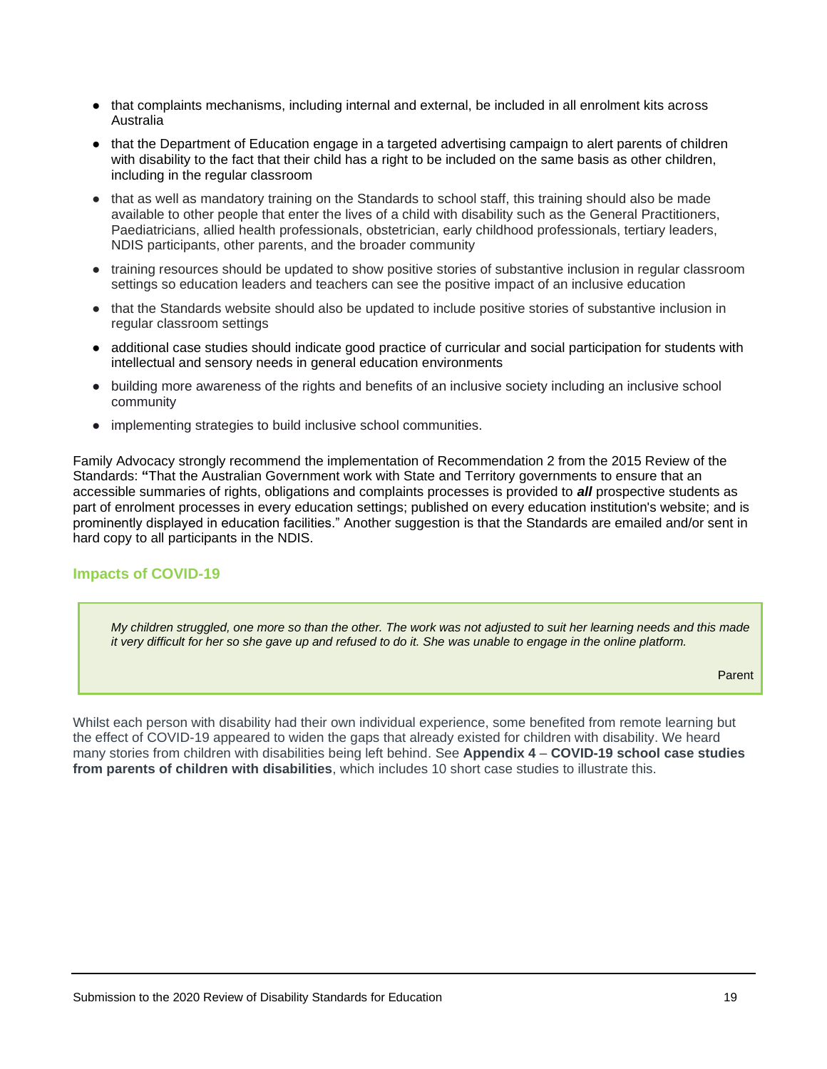- that complaints mechanisms, including internal and external, be included in all enrolment kits across Australia
- that the Department of Education engage in a targeted advertising campaign to alert parents of children with disability to the fact that their child has a right to be included on the same basis as other children, including in the regular classroom
- that as well as mandatory training on the Standards to school staff, this training should also be made available to other people that enter the lives of a child with disability such as the General Practitioners, Paediatricians, allied health professionals, obstetrician, early childhood professionals, tertiary leaders, NDIS participants, other parents, and the broader community
- training resources should be updated to show positive stories of substantive inclusion in regular classroom settings so education leaders and teachers can see the positive impact of an inclusive education
- that the Standards website should also be updated to include positive stories of substantive inclusion in regular classroom settings
- additional case studies should indicate good practice of curricular and social participation for students with intellectual and sensory needs in general education environments
- building more awareness of the rights and benefits of an inclusive society including an inclusive school community
- implementing strategies to build inclusive school communities.

Family Advocacy strongly recommend the implementation of Recommendation 2 from the 2015 Review of the Standards: **"**That the Australian Government work with State and Territory governments to ensure that an accessible summaries of rights, obligations and complaints processes is provided to ***all*** prospective students as part of enrolment processes in every education settings; published on every education institution's website; and is prominently displayed in education facilities." Another suggestion is that the Standards are emailed and/or sent in hard copy to all participants in the NDIS.

### Impacts of COVID-19

> *My children struggled, one more so than the other. The work was not adjusted to suit her learning needs and this made it very difficult for her so she gave up and refused to do it. She was unable to engage in the online platform.*
>
> Parent

Whilst each person with disability had their own individual experience, some benefited from remote learning but the effect of COVID-19 appeared to widen the gaps that already existed for children with disability. We heard many stories from children with disabilities being left behind. See **Appendix 4** – **COVID-19 school case studies from parents of children with disabilities**, which includes 10 short case studies to illustrate this.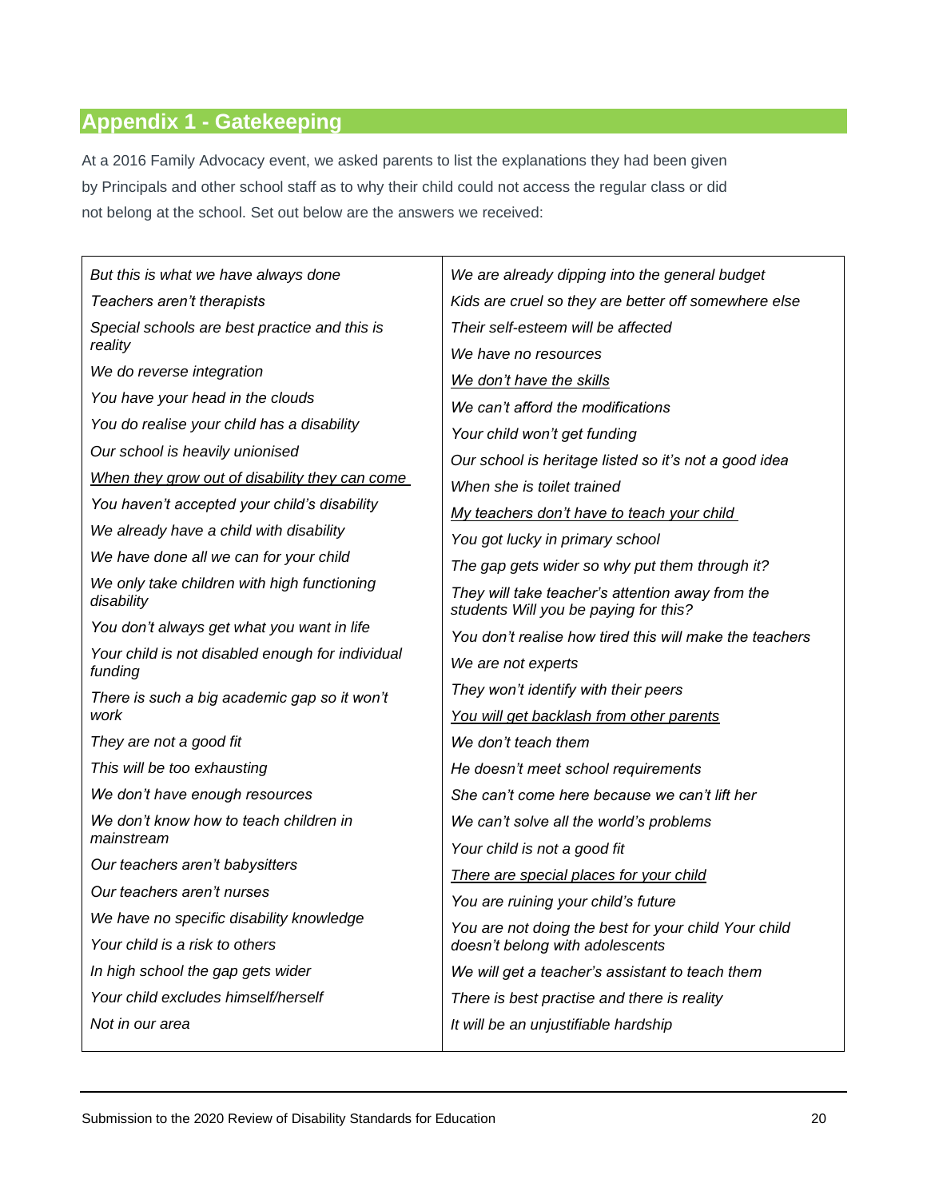## Appendix 1 - Gatekeeping

At a 2016 Family Advocacy event, we asked parents to list the explanations they had been given by Principals and other school staff as to why their child could not access the regular class or did not belong at the school. Set out below are the answers we received:

| | |
|---|---|
| *But this is what we have always done* | *We are already dipping into the general budget* |
| *Teachers aren't therapists* | *Kids are cruel so they are better off somewhere else* |
| *Special schools are best practice and this is reality* | *Their self-esteem will be affected* |
| *We do reverse integration* | *We have no resources* |
| *You have your head in the clouds* | *We don't have the skills* |
| *You do realise your child has a disability* | *We can't afford the modifications* |
| *Our school is heavily unionised* | *Your child won't get funding* |
| *When they grow out of disability they can come* | *Our school is heritage listed so it's not a good idea* |
| *You haven't accepted your child's disability* | *When she is toilet trained* |
| *We already have a child with disability* | *My teachers don't have to teach your child* |
| *We have done all we can for your child* | *You got lucky in primary school* |
| *We only take children with high functioning disability* | *The gap gets wider so why put them through it?* |
| *You don't always get what you want in life* | *They will take teacher's attention away from the students Will you be paying for this?* |
| *Your child is not disabled enough for individual funding* | *You don't realise how tired this will make the teachers* |
| *There is such a big academic gap so it won't work* | *We are not experts* |
| *They are not a good fit* | *They won't identify with their peers* |
| *This will be too exhausting* | *You will get backlash from other parents* |
| *We don't have enough resources* | *We don't teach them* |
| *We don't know how to teach children in mainstream* | *He doesn't meet school requirements* |
| *Our teachers aren't babysitters* | *She can't come here because we can't lift her* |
| *Our teachers aren't nurses* | *We can't solve all the world's problems* |
| *We have no specific disability knowledge* | *Your child is not a good fit* |
| *Your child is a risk to others* | *There are special places for your child* |
| *In high school the gap gets wider* | *You are ruining your child's future* |
| *Your child excludes himself/herself* | *You are not doing the best for your child Your child doesn't belong with adolescents* |
| *Not in our area* | *We will get a teacher's assistant to teach them* |
| | *There is best practise and there is reality* |
| | *It will be an unjustifiable hardship* |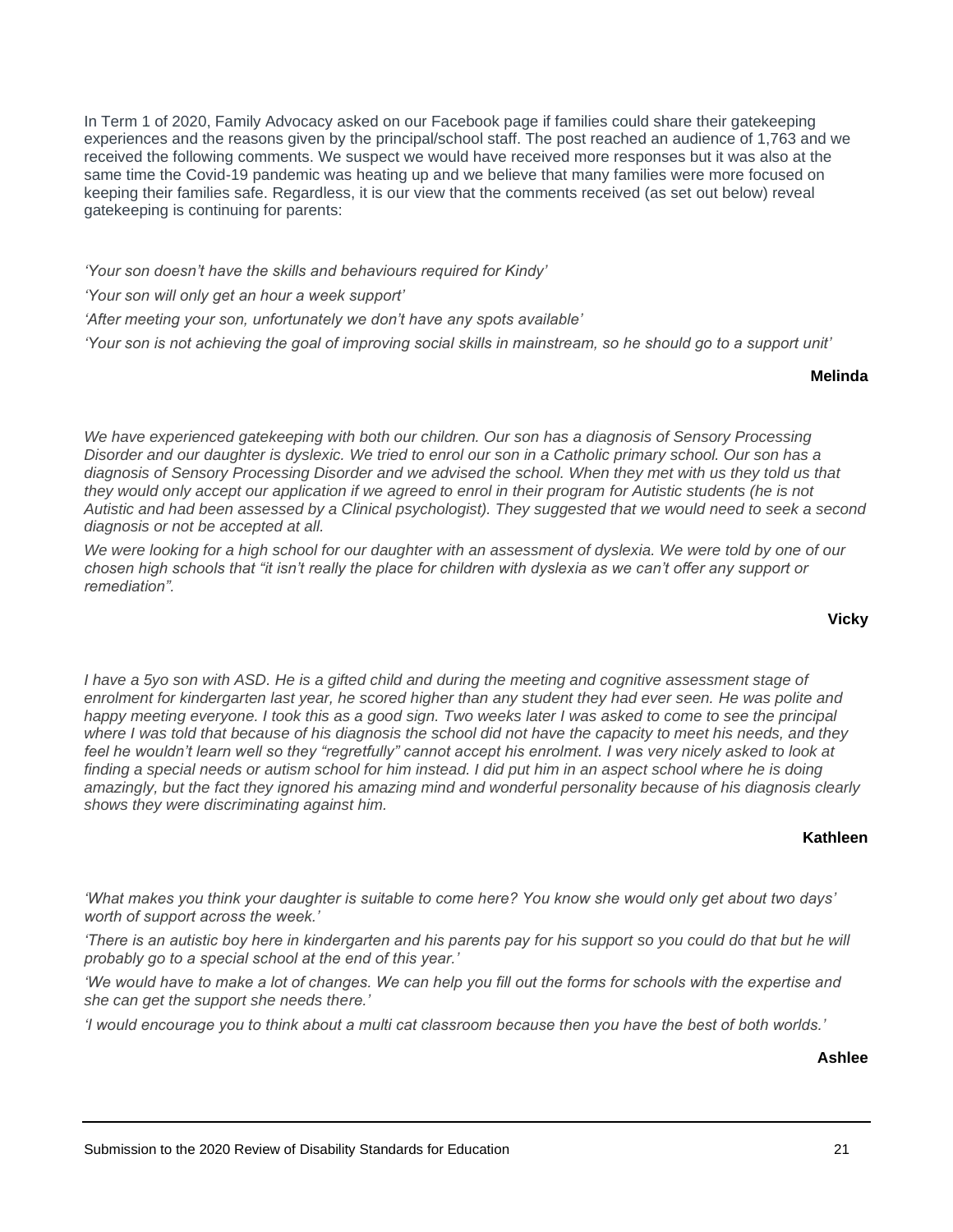In Term 1 of 2020, Family Advocacy asked on our Facebook page if families could share their gatekeeping experiences and the reasons given by the principal/school staff. The post reached an audience of 1,763 and we received the following comments. We suspect we would have received more responses but it was also at the same time the Covid-19 pandemic was heating up and we believe that many families were more focused on keeping their families safe. Regardless, it is our view that the comments received (as set out below) reveal gatekeeping is continuing for parents:

*'Your son doesn't have the skills and behaviours required for Kindy'*

*'Your son will only get an hour a week support'*

*'After meeting your son, unfortunately we don't have any spots available'*

*'Your son is not achieving the goal of improving social skills in mainstream, so he should go to a support unit'*

**Melinda**

*We have experienced gatekeeping with both our children. Our son has a diagnosis of Sensory Processing Disorder and our daughter is dyslexic. We tried to enrol our son in a Catholic primary school. Our son has a diagnosis of Sensory Processing Disorder and we advised the school. When they met with us they told us that they would only accept our application if we agreed to enrol in their program for Autistic students (he is not Autistic and had been assessed by a Clinical psychologist). They suggested that we would need to seek a second diagnosis or not be accepted at all.*

*We were looking for a high school for our daughter with an assessment of dyslexia. We were told by one of our chosen high schools that "it isn't really the place for children with dyslexia as we can't offer any support or remediation".*

**Vicky**

*I have a 5yo son with ASD. He is a gifted child and during the meeting and cognitive assessment stage of enrolment for kindergarten last year, he scored higher than any student they had ever seen. He was polite and happy meeting everyone. I took this as a good sign. Two weeks later I was asked to come to see the principal where I was told that because of his diagnosis the school did not have the capacity to meet his needs, and they feel he wouldn't learn well so they "regretfully" cannot accept his enrolment. I was very nicely asked to look at finding a special needs or autism school for him instead. I did put him in an aspect school where he is doing amazingly, but the fact they ignored his amazing mind and wonderful personality because of his diagnosis clearly shows they were discriminating against him.*

**Kathleen**

*'What makes you think your daughter is suitable to come here? You know she would only get about two days' worth of support across the week.'*

*'There is an autistic boy here in kindergarten and his parents pay for his support so you could do that but he will probably go to a special school at the end of this year.'*

*'We would have to make a lot of changes. We can help you fill out the forms for schools with the expertise and she can get the support she needs there.'*

*'I would encourage you to think about a multi cat classroom because then you have the best of both worlds.'*

**Ashlee**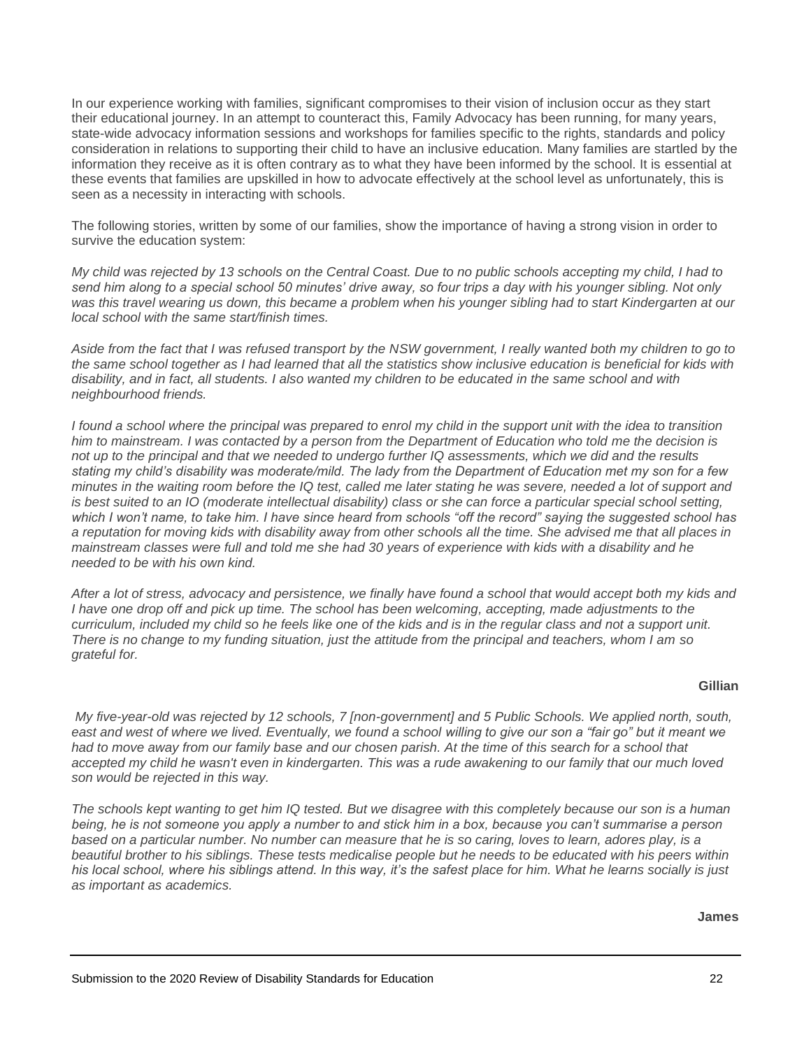In our experience working with families, significant compromises to their vision of inclusion occur as they start their educational journey. In an attempt to counteract this, Family Advocacy has been running, for many years, state-wide advocacy information sessions and workshops for families specific to the rights, standards and policy consideration in relations to supporting their child to have an inclusive education. Many families are startled by the information they receive as it is often contrary as to what they have been informed by the school. It is essential at these events that families are upskilled in how to advocate effectively at the school level as unfortunately, this is seen as a necessity in interacting with schools.

The following stories, written by some of our families, show the importance of having a strong vision in order to survive the education system:

*My child was rejected by 13 schools on the Central Coast. Due to no public schools accepting my child, I had to send him along to a special school 50 minutes' drive away, so four trips a day with his younger sibling. Not only was this travel wearing us down, this became a problem when his younger sibling had to start Kindergarten at our local school with the same start/finish times.*

*Aside from the fact that I was refused transport by the NSW government, I really wanted both my children to go to the same school together as I had learned that all the statistics show inclusive education is beneficial for kids with disability, and in fact, all students. I also wanted my children to be educated in the same school and with neighbourhood friends.*

*I found a school where the principal was prepared to enrol my child in the support unit with the idea to transition him to mainstream. I was contacted by a person from the Department of Education who told me the decision is not up to the principal and that we needed to undergo further IQ assessments, which we did and the results stating my child's disability was moderate/mild. The lady from the Department of Education met my son for a few minutes in the waiting room before the IQ test, called me later stating he was severe, needed a lot of support and is best suited to an IO (moderate intellectual disability) class or she can force a particular special school setting, which I won't name, to take him. I have since heard from schools "off the record" saying the suggested school has a reputation for moving kids with disability away from other schools all the time. She advised me that all places in mainstream classes were full and told me she had 30 years of experience with kids with a disability and he needed to be with his own kind.*

*After a lot of stress, advocacy and persistence, we finally have found a school that would accept both my kids and I have one drop off and pick up time. The school has been welcoming, accepting, made adjustments to the curriculum, included my child so he feels like one of the kids and is in the regular class and not a support unit. There is no change to my funding situation, just the attitude from the principal and teachers, whom I am so grateful for.*

**Gillian**

*My five-year-old was rejected by 12 schools, 7 [non-government] and 5 Public Schools. We applied north, south, east and west of where we lived. Eventually, we found a school willing to give our son a "fair go" but it meant we had to move away from our family base and our chosen parish. At the time of this search for a school that accepted my child he wasn't even in kindergarten. This was a rude awakening to our family that our much loved son would be rejected in this way.*

*The schools kept wanting to get him IQ tested. But we disagree with this completely because our son is a human being, he is not someone you apply a number to and stick him in a box, because you can't summarise a person based on a particular number. No number can measure that he is so caring, loves to learn, adores play, is a beautiful brother to his siblings. These tests medicalise people but he needs to be educated with his peers within his local school, where his siblings attend. In this way, it's the safest place for him. What he learns socially is just as important as academics.*

**James**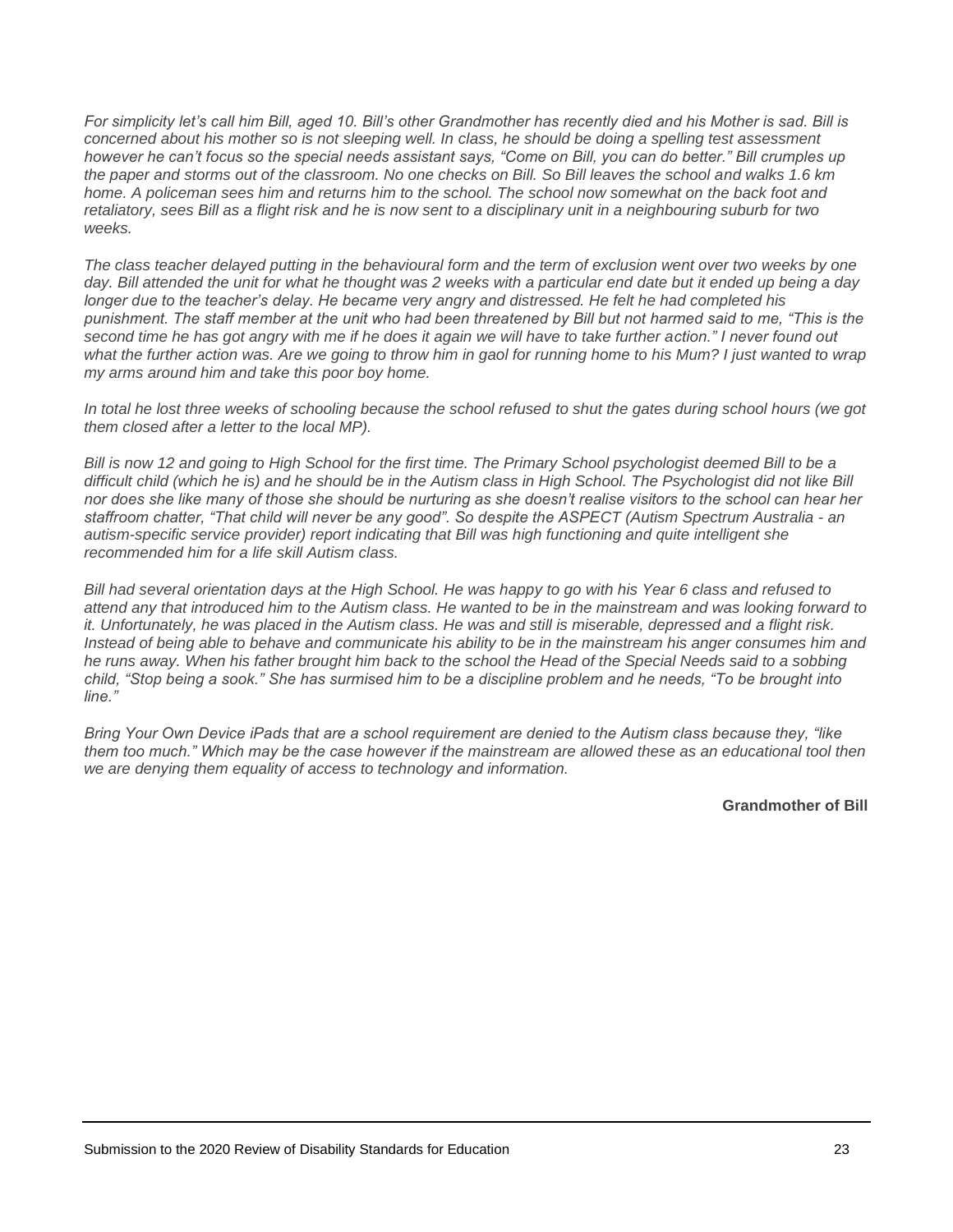*For simplicity let's call him Bill, aged 10. Bill's other Grandmother has recently died and his Mother is sad. Bill is concerned about his mother so is not sleeping well. In class, he should be doing a spelling test assessment however he can't focus so the special needs assistant says, "Come on Bill, you can do better." Bill crumples up the paper and storms out of the classroom. No one checks on Bill. So Bill leaves the school and walks 1.6 km home. A policeman sees him and returns him to the school. The school now somewhat on the back foot and retaliatory, sees Bill as a flight risk and he is now sent to a disciplinary unit in a neighbouring suburb for two weeks.*

*The class teacher delayed putting in the behavioural form and the term of exclusion went over two weeks by one day. Bill attended the unit for what he thought was 2 weeks with a particular end date but it ended up being a day longer due to the teacher's delay. He became very angry and distressed. He felt he had completed his punishment. The staff member at the unit who had been threatened by Bill but not harmed said to me, "This is the second time he has got angry with me if he does it again we will have to take further action." I never found out what the further action was. Are we going to throw him in gaol for running home to his Mum? I just wanted to wrap my arms around him and take this poor boy home.*

*In total he lost three weeks of schooling because the school refused to shut the gates during school hours (we got them closed after a letter to the local MP).*

*Bill is now 12 and going to High School for the first time. The Primary School psychologist deemed Bill to be a difficult child (which he is) and he should be in the Autism class in High School. The Psychologist did not like Bill nor does she like many of those she should be nurturing as she doesn't realise visitors to the school can hear her staffroom chatter, "That child will never be any good". So despite the ASPECT (Autism Spectrum Australia - an autism-specific service provider) report indicating that Bill was high functioning and quite intelligent she recommended him for a life skill Autism class.*

*Bill had several orientation days at the High School. He was happy to go with his Year 6 class and refused to attend any that introduced him to the Autism class. He wanted to be in the mainstream and was looking forward to it. Unfortunately, he was placed in the Autism class. He was and still is miserable, depressed and a flight risk. Instead of being able to behave and communicate his ability to be in the mainstream his anger consumes him and he runs away. When his father brought him back to the school the Head of the Special Needs said to a sobbing child, "Stop being a sook." She has surmised him to be a discipline problem and he needs, "To be brought into line."*

*Bring Your Own Device iPads that are a school requirement are denied to the Autism class because they, "like them too much." Which may be the case however if the mainstream are allowed these as an educational tool then we are denying them equality of access to technology and information.*

**Grandmother of Bill**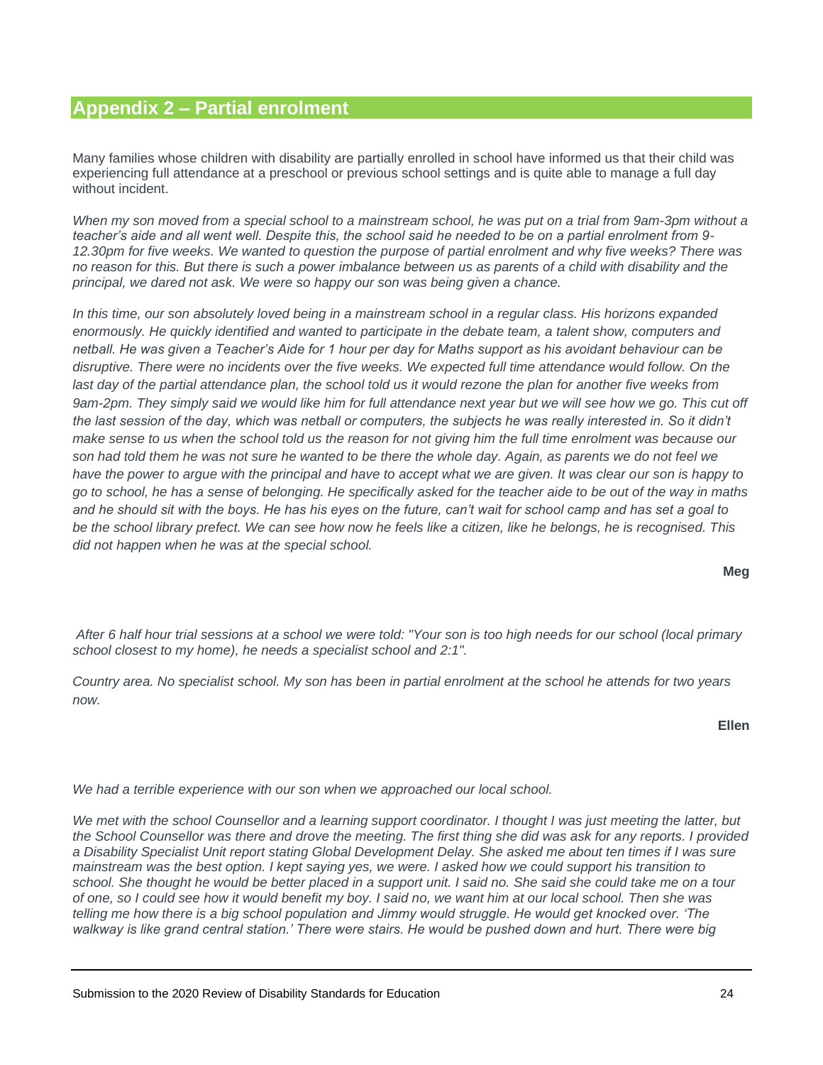## Appendix 2 – Partial enrolment

Many families whose children with disability are partially enrolled in school have informed us that their child was experiencing full attendance at a preschool or previous school settings and is quite able to manage a full day without incident.

*When my son moved from a special school to a mainstream school, he was put on a trial from 9am-3pm without a teacher's aide and all went well. Despite this, the school said he needed to be on a partial enrolment from 9-12.30pm for five weeks. We wanted to question the purpose of partial enrolment and why five weeks? There was no reason for this. But there is such a power imbalance between us as parents of a child with disability and the principal, we dared not ask. We were so happy our son was being given a chance.*

*In this time, our son absolutely loved being in a mainstream school in a regular class. His horizons expanded enormously. He quickly identified and wanted to participate in the debate team, a talent show, computers and netball. He was given a Teacher's Aide for 1 hour per day for Maths support as his avoidant behaviour can be disruptive. There were no incidents over the five weeks. We expected full time attendance would follow. On the last day of the partial attendance plan, the school told us it would rezone the plan for another five weeks from 9am-2pm. They simply said we would like him for full attendance next year but we will see how we go. This cut off the last session of the day, which was netball or computers, the subjects he was really interested in. So it didn't make sense to us when the school told us the reason for not giving him the full time enrolment was because our son had told them he was not sure he wanted to be there the whole day. Again, as parents we do not feel we have the power to argue with the principal and have to accept what we are given. It was clear our son is happy to go to school, he has a sense of belonging. He specifically asked for the teacher aide to be out of the way in maths and he should sit with the boys. He has his eyes on the future, can't wait for school camp and has set a goal to be the school library prefect. We can see how now he feels like a citizen, like he belongs, he is recognised. This did not happen when he was at the special school.*

**Meg**

*After 6 half hour trial sessions at a school we were told: "Your son is too high needs for our school (local primary school closest to my home), he needs a specialist school and 2:1".*

*Country area. No specialist school. My son has been in partial enrolment at the school he attends for two years now.*

**Ellen**

*We had a terrible experience with our son when we approached our local school.*

*We met with the school Counsellor and a learning support coordinator. I thought I was just meeting the latter, but the School Counsellor was there and drove the meeting. The first thing she did was ask for any reports. I provided a Disability Specialist Unit report stating Global Development Delay. She asked me about ten times if I was sure mainstream was the best option. I kept saying yes, we were. I asked how we could support his transition to school. She thought he would be better placed in a support unit. I said no. She said she could take me on a tour of one, so I could see how it would benefit my boy. I said no, we want him at our local school. Then she was telling me how there is a big school population and Jimmy would struggle. He would get knocked over. 'The walkway is like grand central station.' There were stairs. He would be pushed down and hurt. There were big*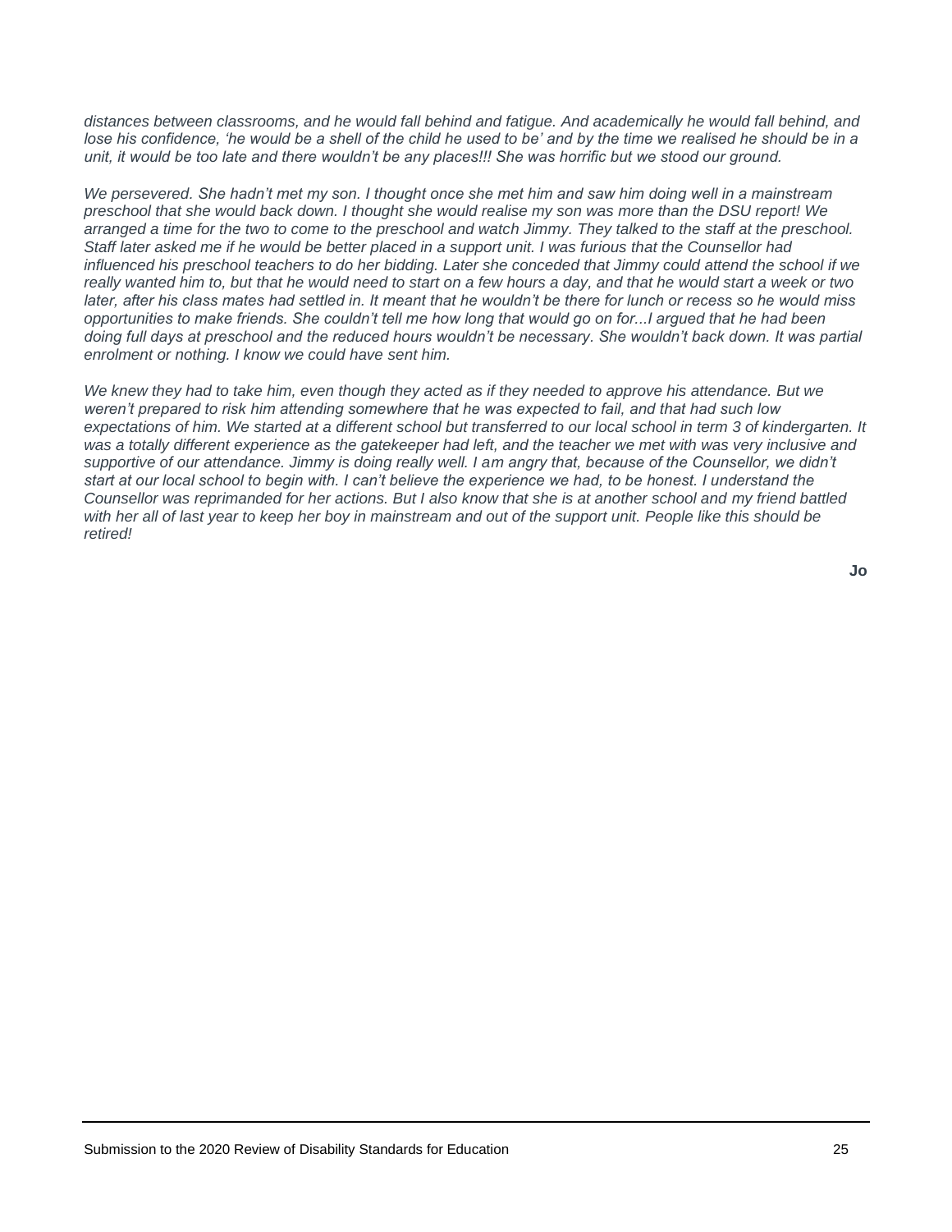*distances between classrooms, and he would fall behind and fatigue. And academically he would fall behind, and lose his confidence, 'he would be a shell of the child he used to be' and by the time we realised he should be in a unit, it would be too late and there wouldn't be any places!!! She was horrific but we stood our ground.*

*We persevered. She hadn't met my son. I thought once she met him and saw him doing well in a mainstream preschool that she would back down. I thought she would realise my son was more than the DSU report! We arranged a time for the two to come to the preschool and watch Jimmy. They talked to the staff at the preschool. Staff later asked me if he would be better placed in a support unit. I was furious that the Counsellor had influenced his preschool teachers to do her bidding. Later she conceded that Jimmy could attend the school if we really wanted him to, but that he would need to start on a few hours a day, and that he would start a week or two later, after his class mates had settled in. It meant that he wouldn't be there for lunch or recess so he would miss opportunities to make friends. She couldn't tell me how long that would go on for...I argued that he had been doing full days at preschool and the reduced hours wouldn't be necessary. She wouldn't back down. It was partial enrolment or nothing. I know we could have sent him.*

*We knew they had to take him, even though they acted as if they needed to approve his attendance. But we weren't prepared to risk him attending somewhere that he was expected to fail, and that had such low expectations of him. We started at a different school but transferred to our local school in term 3 of kindergarten. It was a totally different experience as the gatekeeper had left, and the teacher we met with was very inclusive and supportive of our attendance. Jimmy is doing really well. I am angry that, because of the Counsellor, we didn't start at our local school to begin with. I can't believe the experience we had, to be honest. I understand the Counsellor was reprimanded for her actions. But I also know that she is at another school and my friend battled with her all of last year to keep her boy in mainstream and out of the support unit. People like this should be retired!*

**Jo**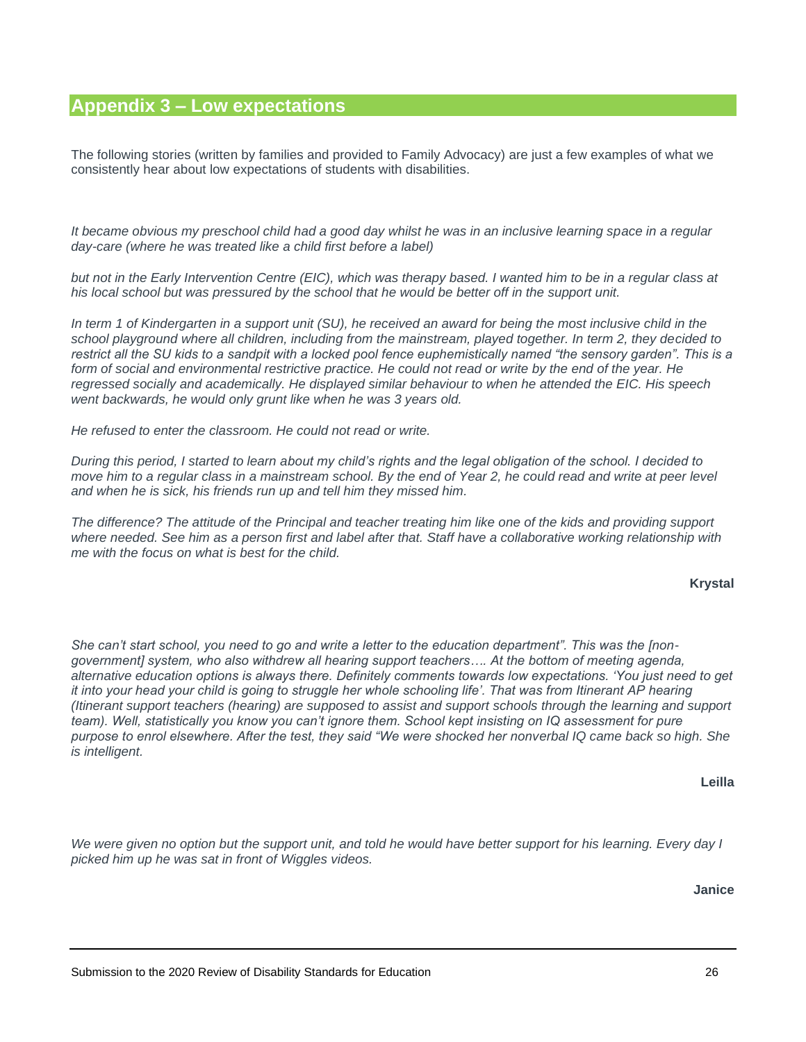## Appendix 3 – Low expectations

The following stories (written by families and provided to Family Advocacy) are just a few examples of what we consistently hear about low expectations of students with disabilities.

*It became obvious my preschool child had a good day whilst he was in an inclusive learning space in a regular day-care (where he was treated like a child first before a label)*

*but not in the Early Intervention Centre (EIC), which was therapy based. I wanted him to be in a regular class at his local school but was pressured by the school that he would be better off in the support unit.*

*In term 1 of Kindergarten in a support unit (SU), he received an award for being the most inclusive child in the school playground where all children, including from the mainstream, played together. In term 2, they decided to restrict all the SU kids to a sandpit with a locked pool fence euphemistically named "the sensory garden". This is a form of social and environmental restrictive practice. He could not read or write by the end of the year. He regressed socially and academically. He displayed similar behaviour to when he attended the EIC. His speech went backwards, he would only grunt like when he was 3 years old.*

*He refused to enter the classroom. He could not read or write.*

*During this period, I started to learn about my child's rights and the legal obligation of the school. I decided to move him to a regular class in a mainstream school. By the end of Year 2, he could read and write at peer level and when he is sick, his friends run up and tell him they missed him.*

*The difference? The attitude of the Principal and teacher treating him like one of the kids and providing support where needed. See him as a person first and label after that. Staff have a collaborative working relationship with me with the focus on what is best for the child.*

**Krystal**

*She can't start school, you need to go and write a letter to the education department". This was the [non-government] system, who also withdrew all hearing support teachers…. At the bottom of meeting agenda, alternative education options is always there. Definitely comments towards low expectations. 'You just need to get it into your head your child is going to struggle her whole schooling life'. That was from Itinerant AP hearing (Itinerant support teachers (hearing) are supposed to assist and support schools through the learning and support team). Well, statistically you know you can't ignore them. School kept insisting on IQ assessment for pure purpose to enrol elsewhere. After the test, they said "We were shocked her nonverbal IQ came back so high. She is intelligent.*

**Leilla**

*We were given no option but the support unit, and told he would have better support for his learning. Every day I picked him up he was sat in front of Wiggles videos.*

**Janice**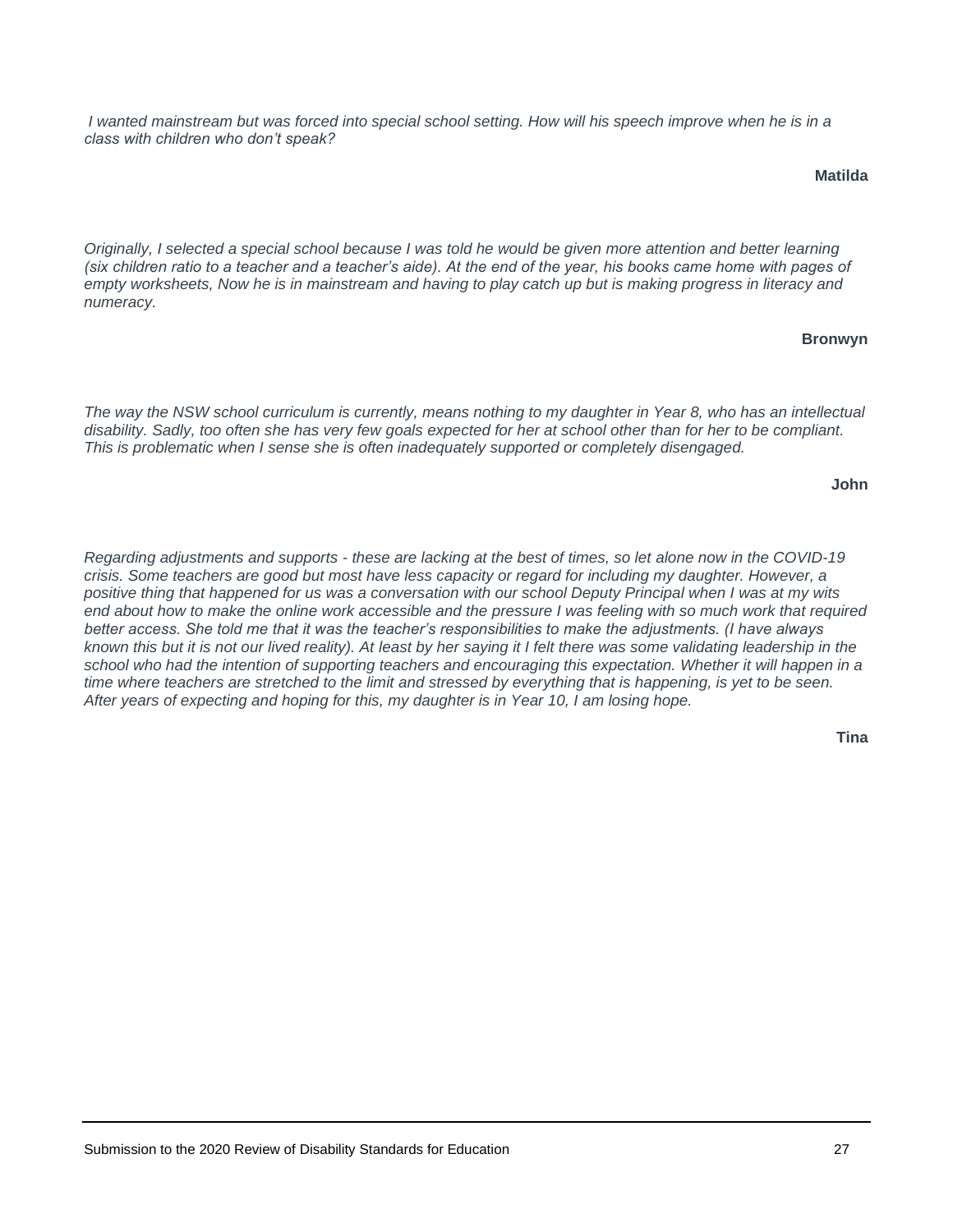*I wanted mainstream but was forced into special school setting. How will his speech improve when he is in a class with children who don't speak?*

**Matilda**

*Originally, I selected a special school because I was told he would be given more attention and better learning (six children ratio to a teacher and a teacher's aide). At the end of the year, his books came home with pages of empty worksheets, Now he is in mainstream and having to play catch up but is making progress in literacy and numeracy.*

**Bronwyn**

*The way the NSW school curriculum is currently, means nothing to my daughter in Year 8, who has an intellectual disability. Sadly, too often she has very few goals expected for her at school other than for her to be compliant. This is problematic when I sense she is often inadequately supported or completely disengaged.*

**John**

*Regarding adjustments and supports - these are lacking at the best of times, so let alone now in the COVID-19 crisis. Some teachers are good but most have less capacity or regard for including my daughter. However, a positive thing that happened for us was a conversation with our school Deputy Principal when I was at my wits end about how to make the online work accessible and the pressure I was feeling with so much work that required better access. She told me that it was the teacher's responsibilities to make the adjustments. (I have always known this but it is not our lived reality). At least by her saying it I felt there was some validating leadership in the school who had the intention of supporting teachers and encouraging this expectation. Whether it will happen in a time where teachers are stretched to the limit and stressed by everything that is happening, is yet to be seen. After years of expecting and hoping for this, my daughter is in Year 10, I am losing hope.*

**Tina**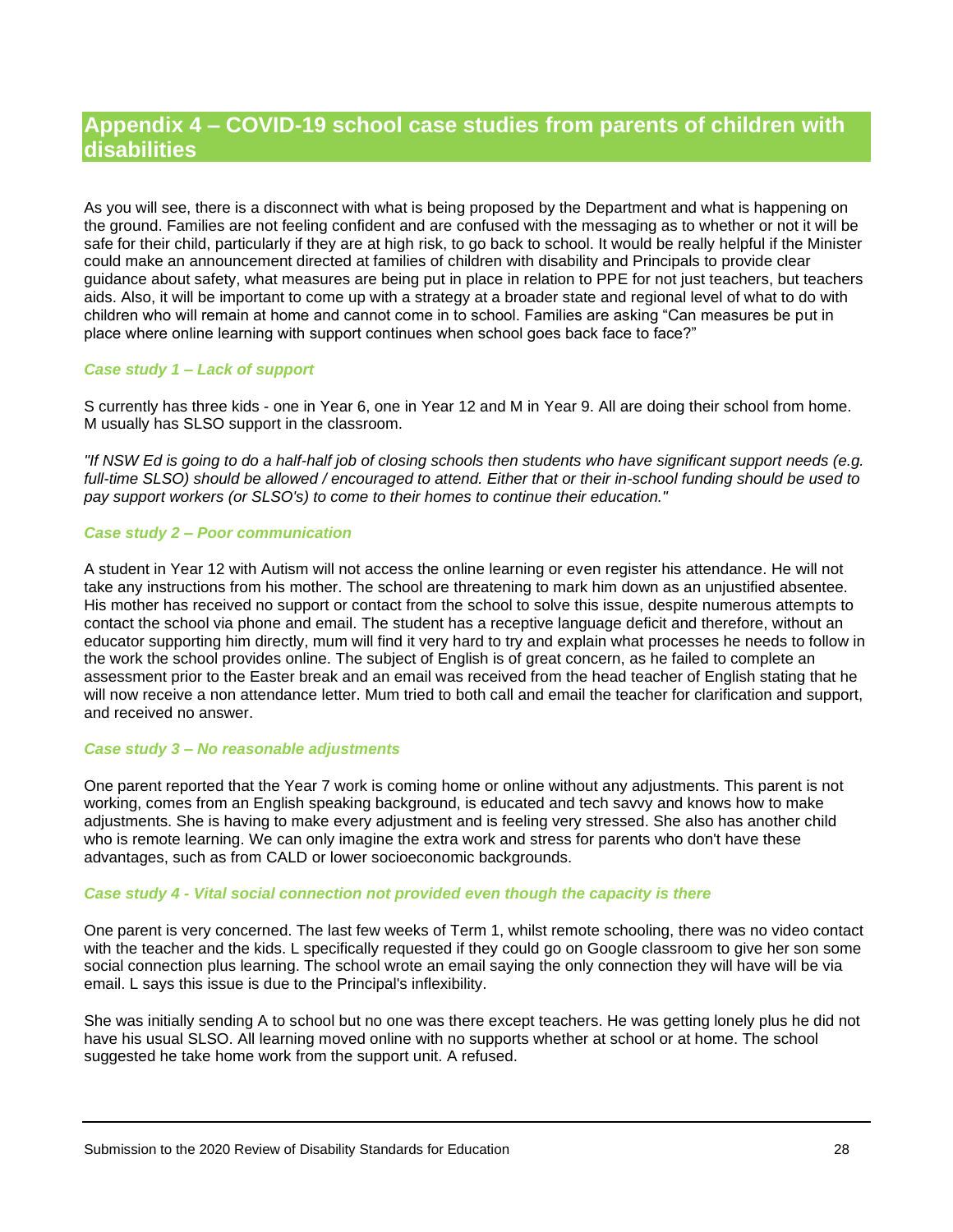# Appendix 4 – COVID-19 school case studies from parents of children with disabilities

As you will see, there is a disconnect with what is being proposed by the Department and what is happening on the ground. Families are not feeling confident and are confused with the messaging as to whether or not it will be safe for their child, particularly if they are at high risk, to go back to school. It would be really helpful if the Minister could make an announcement directed at families of children with disability and Principals to provide clear guidance about safety, what measures are being put in place in relation to PPE for not just teachers, but teachers aids. Also, it will be important to come up with a strategy at a broader state and regional level of what to do with children who will remain at home and cannot come in to school. Families are asking "Can measures be put in place where online learning with support continues when school goes back face to face?"

### *Case study 1 – Lack of support*

S currently has three kids - one in Year 6, one in Year 12 and M in Year 9. All are doing their school from home. M usually has SLSO support in the classroom.

*"If NSW Ed is going to do a half-half job of closing schools then students who have significant support needs (e.g. full-time SLSO) should be allowed / encouraged to attend. Either that or their in-school funding should be used to pay support workers (or SLSO's) to come to their homes to continue their education."*

### *Case study 2 – Poor communication*

A student in Year 12 with Autism will not access the online learning or even register his attendance. He will not take any instructions from his mother. The school are threatening to mark him down as an unjustified absentee. His mother has received no support or contact from the school to solve this issue, despite numerous attempts to contact the school via phone and email. The student has a receptive language deficit and therefore, without an educator supporting him directly, mum will find it very hard to try and explain what processes he needs to follow in the work the school provides online. The subject of English is of great concern, as he failed to complete an assessment prior to the Easter break and an email was received from the head teacher of English stating that he will now receive a non attendance letter. Mum tried to both call and email the teacher for clarification and support, and received no answer.

### *Case study 3 – No reasonable adjustments*

One parent reported that the Year 7 work is coming home or online without any adjustments. This parent is not working, comes from an English speaking background, is educated and tech savvy and knows how to make adjustments. She is having to make every adjustment and is feeling very stressed. She also has another child who is remote learning. We can only imagine the extra work and stress for parents who don't have these advantages, such as from CALD or lower socioeconomic backgrounds.

### *Case study 4 - Vital social connection not provided even though the capacity is there*

One parent is very concerned. The last few weeks of Term 1, whilst remote schooling, there was no video contact with the teacher and the kids. L specifically requested if they could go on Google classroom to give her son some social connection plus learning. The school wrote an email saying the only connection they will have will be via email. L says this issue is due to the Principal's inflexibility.

She was initially sending A to school but no one was there except teachers. He was getting lonely plus he did not have his usual SLSO. All learning moved online with no supports whether at school or at home. The school suggested he take home work from the support unit. A refused.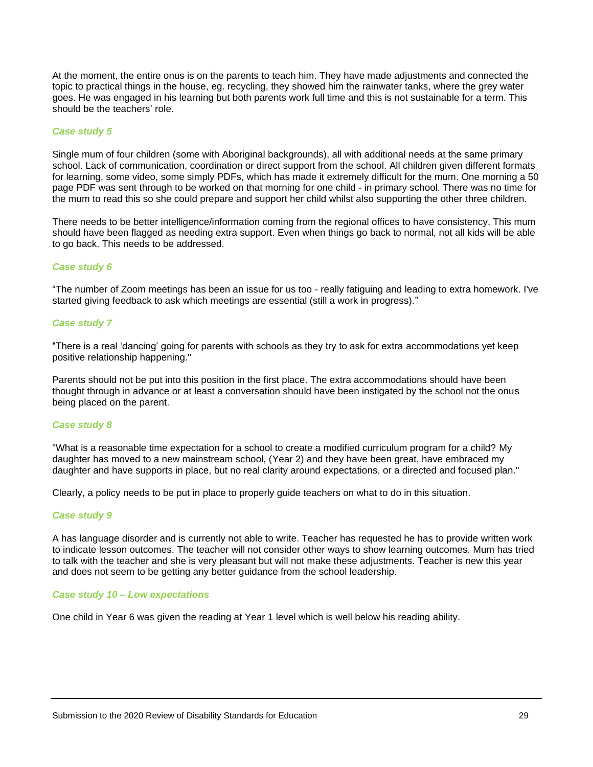At the moment, the entire onus is on the parents to teach him. They have made adjustments and connected the topic to practical things in the house, eg. recycling, they showed him the rainwater tanks, where the grey water goes. He was engaged in his learning but both parents work full time and this is not sustainable for a term. This should be the teachers' role.

### *Case study 5*

Single mum of four children (some with Aboriginal backgrounds), all with additional needs at the same primary school. Lack of communication, coordination or direct support from the school. All children given different formats for learning, some video, some simply PDFs, which has made it extremely difficult for the mum. One morning a 50 page PDF was sent through to be worked on that morning for one child - in primary school. There was no time for the mum to read this so she could prepare and support her child whilst also supporting the other three children.

There needs to be better intelligence/information coming from the regional offices to have consistency. This mum should have been flagged as needing extra support. Even when things go back to normal, not all kids will be able to go back. This needs to be addressed.

### *Case study 6*

"The number of Zoom meetings has been an issue for us too - really fatiguing and leading to extra homework. I've started giving feedback to ask which meetings are essential (still a work in progress)."

### *Case study 7*

"There is a real 'dancing' going for parents with schools as they try to ask for extra accommodations yet keep positive relationship happening."

Parents should not be put into this position in the first place. The extra accommodations should have been thought through in advance or at least a conversation should have been instigated by the school not the onus being placed on the parent.

### *Case study 8*

"What is a reasonable time expectation for a school to create a modified curriculum program for a child? My daughter has moved to a new mainstream school, (Year 2) and they have been great, have embraced my daughter and have supports in place, but no real clarity around expectations, or a directed and focused plan."

Clearly, a policy needs to be put in place to properly guide teachers on what to do in this situation.

### *Case study 9*

A has language disorder and is currently not able to write. Teacher has requested he has to provide written work to indicate lesson outcomes. The teacher will not consider other ways to show learning outcomes. Mum has tried to talk with the teacher and she is very pleasant but will not make these adjustments. Teacher is new this year and does not seem to be getting any better guidance from the school leadership.

### *Case study 10 – Low expectations*

One child in Year 6 was given the reading at Year 1 level which is well below his reading ability.